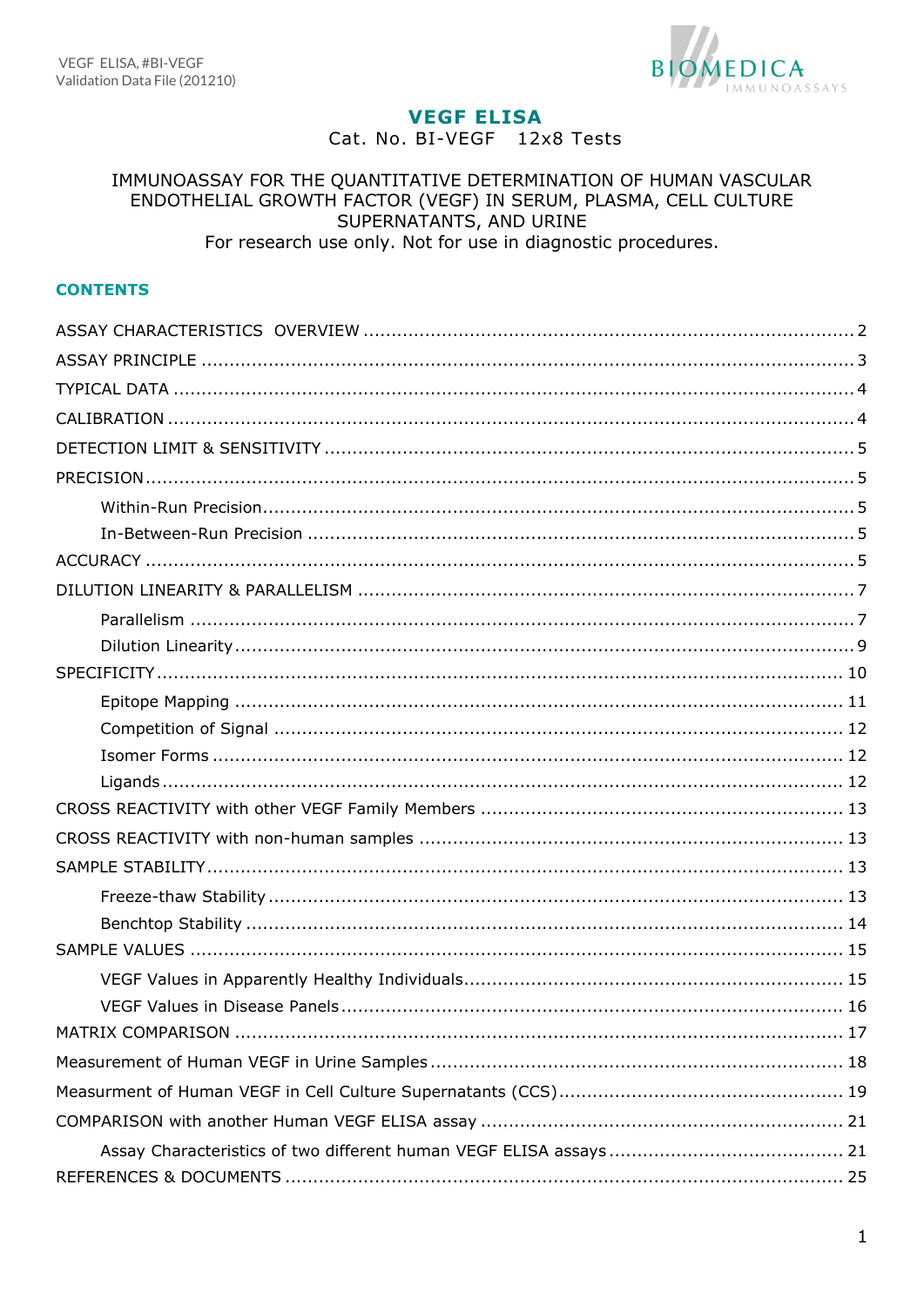# VEGF ELISA

Cat. No. BI-VEGF 12x8 Tests

IMMUNOASSAY FOR THE QUANTITATIVE DETERMINATION OF HUMAN VASCULAR ENDOTHELIAL GROWTH FACTOR (VEGF) IN SERUM, PLASMA, CELL CULTURE SUPERNATANTS, AND URINE

For research use only. Not for use in diagnostic procedures.

## CONTENTS

ASSAY CHARACTERISTICS OVERVIEW ..... 2

ASSAY PRINCIPLE ..... 3

TYPICAL DATA ..... 4

CALIBRATION ..... 4

DETECTION LIMIT & SENSITIVITY ..... 5

PRECISION ..... 5

- Within-Run Precision ..... 5
- In-Between-Run Precision ..... 5

ACCURACY ..... 5

DILUTION LINEARITY & PARALLELISM ..... 7

- Parallelism ..... 7
- Dilution Linearity ..... 9

SPECIFICITY ..... 10

- Epitope Mapping ..... 11
- Competition of Signal ..... 12
- Isomer Forms ..... 12
- Ligands ..... 12

CROSS REACTIVITY with other VEGF Family Members ..... 13

CROSS REACTIVITY with non-human samples ..... 13

SAMPLE STABILITY ..... 13

- Freeze-thaw Stability ..... 13
- Benchtop Stability ..... 14

SAMPLE VALUES ..... 15

- VEGF Values in Apparently Healthy Individuals ..... 15
- VEGF Values in Disease Panels ..... 16

MATRIX COMPARISON ..... 17

Measurement of Human VEGF in Urine Samples ..... 18

Measurment of Human VEGF in Cell Culture Supernatants (CCS) ..... 19

COMPARISON with another Human VEGF ELISA assay ..... 21

- Assay Characteristics of two different human VEGF ELISA assays ..... 21

REFERENCES & DOCUMENTS ..... 25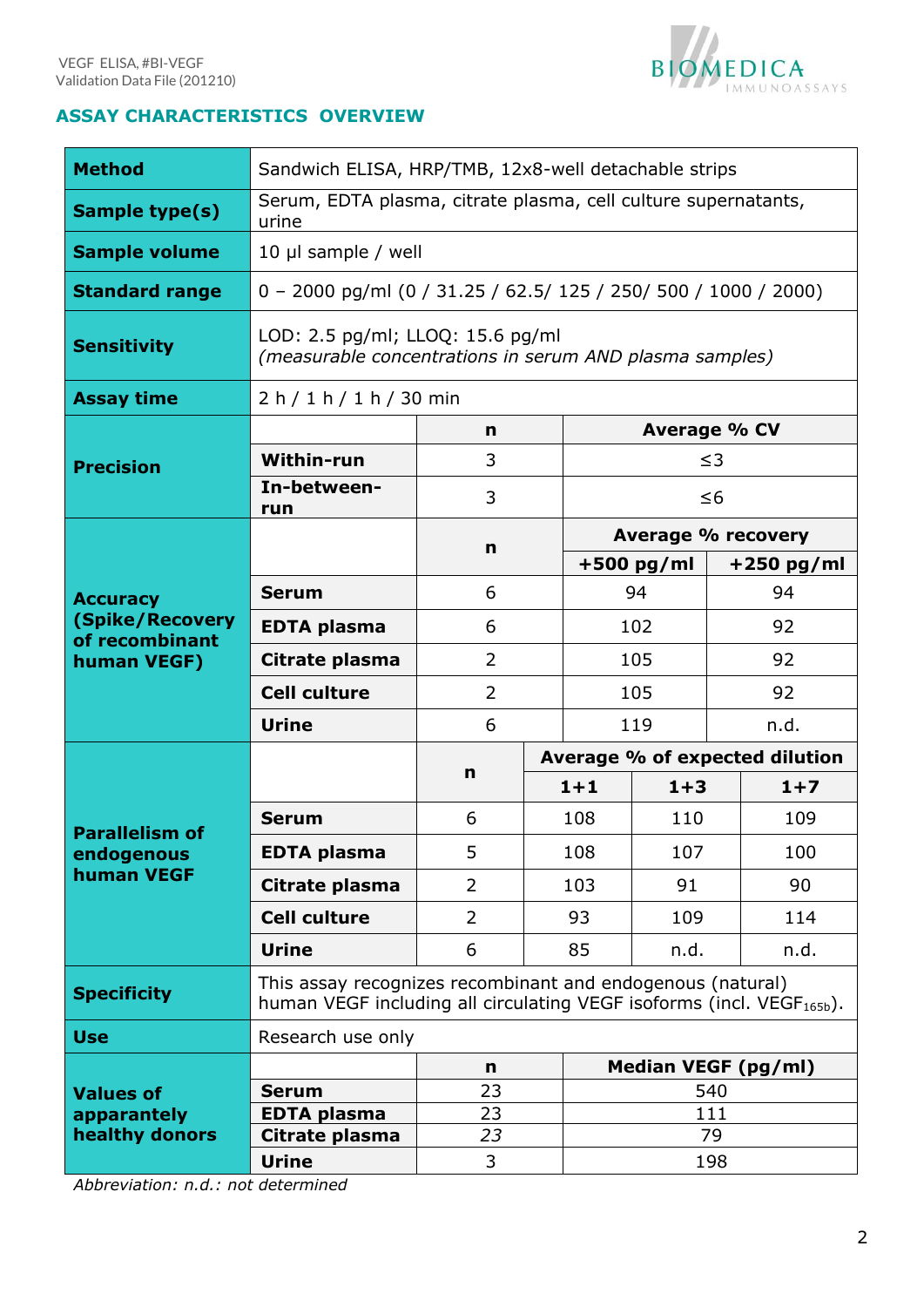## ASSAY CHARACTERISTICS OVERVIEW

| | | | | |
|---|---|---|---|---|
| **Method** | Sandwich ELISA, HRP/TMB, 12x8-well detachable strips | | | |
| **Sample type(s)** | Serum, EDTA plasma, citrate plasma, cell culture supernatants, urine | | | |
| **Sample volume** | 10 µl sample / well | | | |
| **Standard range** | 0 – 2000 pg/ml (0 / 31.25 / 62.5/ 125 / 250/ 500 / 1000 / 2000) | | | |
| **Sensitivity** | LOD: 2.5 pg/ml; LLOQ: 15.6 pg/ml *(measurable concentrations in serum AND plasma samples)* | | | |
| **Assay time** | 2 h / 1 h / 1 h / 30 min | | | |
| **Precision** | | **n** | **Average % CV** | |
| | **Within-run** | 3 | ≤3 | |
| | **In-between-run** | 3 | ≤6 | |
| **Accuracy (Spike/Recovery of recombinant human VEGF)** | | **n** | **Average % recovery** | |
| | | | **+500 pg/ml** | **+250 pg/ml** |
| | **Serum** | 6 | 94 | 94 |
| | **EDTA plasma** | 6 | 102 | 92 |
| | **Citrate plasma** | 2 | 105 | 92 |
| | **Cell culture** | 2 | 105 | 92 |
| | **Urine** | 6 | 119 | n.d. |

| | | | | | |
|---|---|---|---|---|---|
| **Parallelism of endogenous human VEGF** | | **n** | **Average % of expected dilution** | | |
| | | | **1+1** | **1+3** | **1+7** |
| | **Serum** | 6 | 108 | 110 | 109 |
| | **EDTA plasma** | 5 | 108 | 107 | 100 |
| | **Citrate plasma** | 2 | 103 | 91 | 90 |
| | **Cell culture** | 2 | 93 | 109 | 114 |
| | **Urine** | 6 | 85 | n.d. | n.d. |

| | | | |
|---|---|---|---|
| **Specificity** | This assay recognizes recombinant and endogenous (natural) human VEGF including all circulating VEGF isoforms (incl. $VEGF_{165b}$). | | |
| **Use** | Research use only | | |
| **Values of apparently healthy donors** | | **n** | **Median VEGF (pg/ml)** |
| | **Serum** | 23 | 540 |
| | **EDTA plasma** | 23 | 111 |
| | **Citrate plasma** | *23* | 79 |
| | **Urine** | 3 | 198 |

*Abbreviation: n.d.: not determined*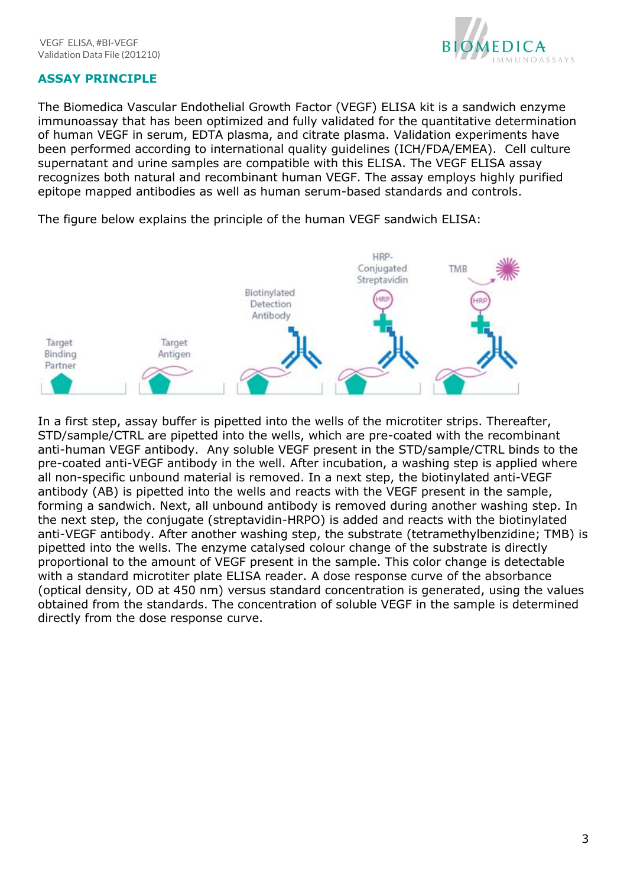## ASSAY PRINCIPLE

The Biomedica Vascular Endothelial Growth Factor (VEGF) ELISA kit is a sandwich enzyme immunoassay that has been optimized and fully validated for the quantitative determination of human VEGF in serum, EDTA plasma, and citrate plasma. Validation experiments have been performed according to international quality guidelines (ICH/FDA/EMEA). Cell culture supernatant and urine samples are compatible with this ELISA. The VEGF ELISA assay recognizes both natural and recombinant human VEGF. The assay employs highly purified epitope mapped antibodies as well as human serum-based standards and controls.

The figure below explains the principle of the human VEGF sandwich ELISA:

In a first step, assay buffer is pipetted into the wells of the microtiter strips. Thereafter, STD/sample/CTRL are pipetted into the wells, which are pre-coated with the recombinant anti-human VEGF antibody. Any soluble VEGF present in the STD/sample/CTRL binds to the pre-coated anti-VEGF antibody in the well. After incubation, a washing step is applied where all non-specific unbound material is removed. In a next step, the biotinylated anti-VEGF antibody (AB) is pipetted into the wells and reacts with the VEGF present in the sample, forming a sandwich. Next, all unbound antibody is removed during another washing step. In the next step, the conjugate (streptavidin-HRPO) is added and reacts with the biotinylated anti-VEGF antibody. After another washing step, the substrate (tetramethylbenzidine; TMB) is pipetted into the wells. The enzyme catalysed colour change of the substrate is directly proportional to the amount of VEGF present in the sample. This color change is detectable with a standard microtiter plate ELISA reader. A dose response curve of the absorbance (optical density, OD at 450 nm) versus standard concentration is generated, using the values obtained from the standards. The concentration of soluble VEGF in the sample is determined directly from the dose response curve.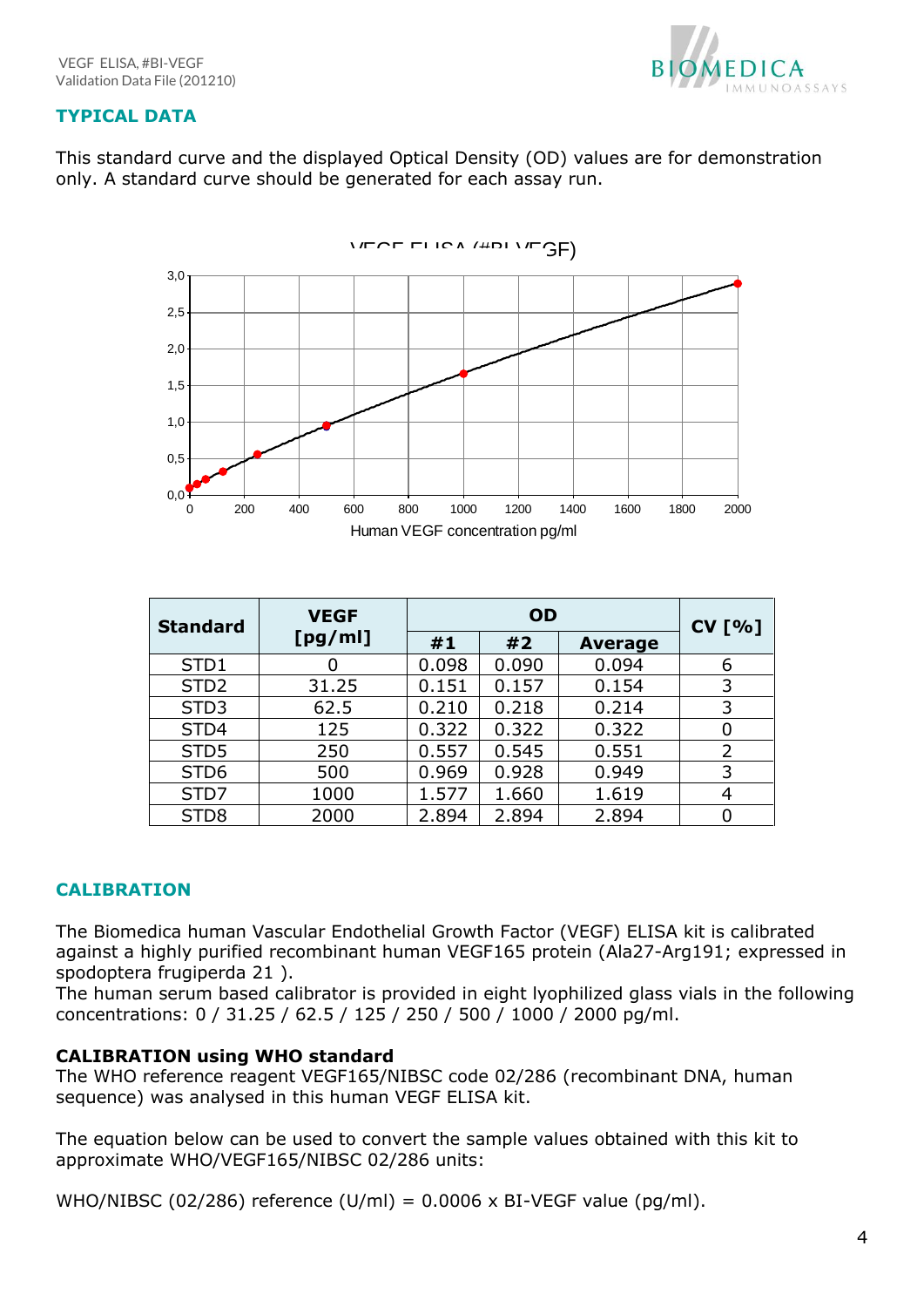## TYPICAL DATA

This standard curve and the displayed Optical Density (OD) values are for demonstration only. A standard curve should be generated for each assay run.

| Standard | VEGF [pg/ml] | OD | | | CV [%] |
|---|---|---|---|---|---|
| | | #1 | #2 | Average | |
| STD1 | 0 | 0.098 | 0.090 | 0.094 | 6 |
| STD2 | 31.25 | 0.151 | 0.157 | 0.154 | 3 |
| STD3 | 62.5 | 0.210 | 0.218 | 0.214 | 3 |
| STD4 | 125 | 0.322 | 0.322 | 0.322 | 0 |
| STD5 | 250 | 0.557 | 0.545 | 0.551 | 2 |
| STD6 | 500 | 0.969 | 0.928 | 0.949 | 3 |
| STD7 | 1000 | 1.577 | 1.660 | 1.619 | 4 |
| STD8 | 2000 | 2.894 | 2.894 | 2.894 | 0 |

## CALIBRATION

The Biomedica human Vascular Endothelial Growth Factor (VEGF) ELISA kit is calibrated against a highly purified recombinant human VEGF165 protein (Ala27-Arg191; expressed in spodoptera frugiperda 21 ).
The human serum based calibrator is provided in eight lyophilized glass vials in the following concentrations: 0 / 31.25 / 62.5 / 125 / 250 / 500 / 1000 / 2000 pg/ml.

### CALIBRATION using WHO standard

The WHO reference reagent VEGF165/NIBSC code 02/286 (recombinant DNA, human sequence) was analysed in this human VEGF ELISA kit.

The equation below can be used to convert the sample values obtained with this kit to approximate WHO/VEGF165/NIBSC 02/286 units:

WHO/NIBSC (02/286) reference (U/ml) = 0.0006 x BI-VEGF value (pg/ml).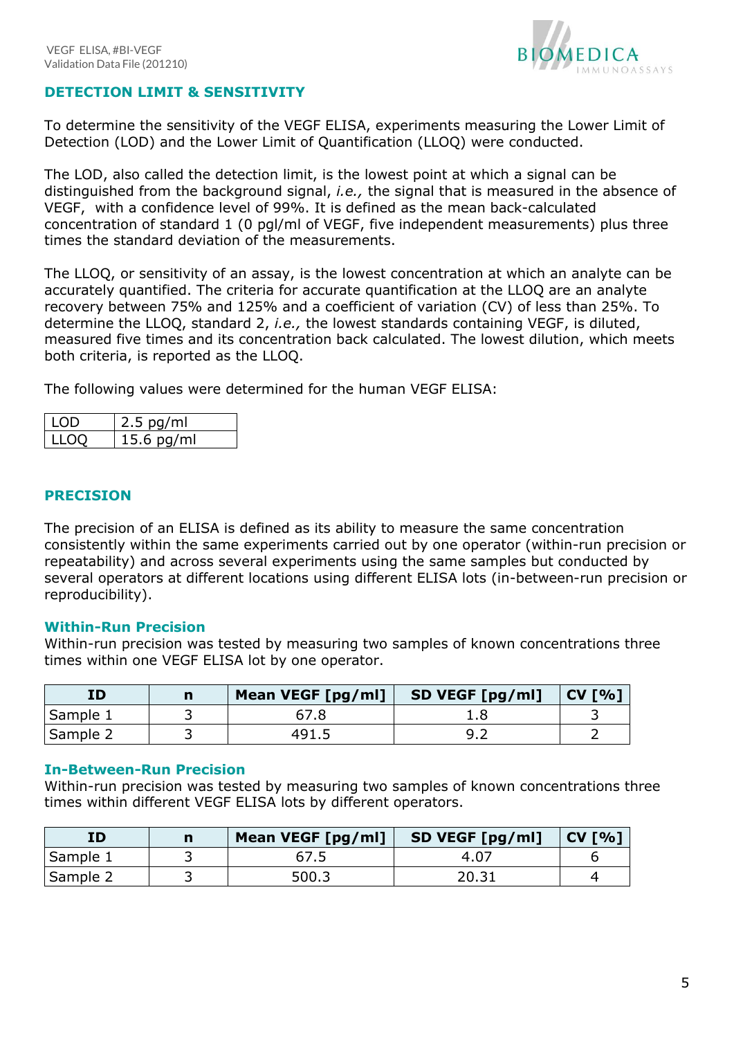## DETECTION LIMIT & SENSITIVITY

To determine the sensitivity of the VEGF ELISA, experiments measuring the Lower Limit of Detection (LOD) and the Lower Limit of Quantification (LLOQ) were conducted.

The LOD, also called the detection limit, is the lowest point at which a signal can be distinguished from the background signal, *i.e.,* the signal that is measured in the absence of VEGF, with a confidence level of 99%. It is defined as the mean back-calculated concentration of standard 1 (0 pgl/ml of VEGF, five independent measurements) plus three times the standard deviation of the measurements.

The LLOQ, or sensitivity of an assay, is the lowest concentration at which an analyte can be accurately quantified. The criteria for accurate quantification at the LLOQ are an analyte recovery between 75% and 125% and a coefficient of variation (CV) of less than 25%. To determine the LLOQ, standard 2, *i.e.,* the lowest standards containing VEGF, is diluted, measured five times and its concentration back calculated. The lowest dilution, which meets both criteria, is reported as the LLOQ.

The following values were determined for the human VEGF ELISA:

| | |
|---|---|
| LOD | 2.5 pg/ml |
| LLOQ | 15.6 pg/ml |

## PRECISION

The precision of an ELISA is defined as its ability to measure the same concentration consistently within the same experiments carried out by one operator (within-run precision or repeatability) and across several experiments using the same samples but conducted by several operators at different locations using different ELISA lots (in-between-run precision or reproducibility).

### Within-Run Precision

Within-run precision was tested by measuring two samples of known concentrations three times within one VEGF ELISA lot by one operator.

| ID | n | Mean VEGF [pg/ml] | SD VEGF [pg/ml] | CV [%] |
|---|---|---|---|---|
| Sample 1 | 3 | 67.8 | 1.8 | 3 |
| Sample 2 | 3 | 491.5 | 9.2 | 2 |

### In-Between-Run Precision

Within-run precision was tested by measuring two samples of known concentrations three times within different VEGF ELISA lots by different operators.

| ID | n | Mean VEGF [pg/ml] | SD VEGF [pg/ml] | CV [%] |
|---|---|---|---|---|
| Sample 1 | 3 | 67.5 | 4.07 | 6 |
| Sample 2 | 3 | 500.3 | 20.31 | 4 |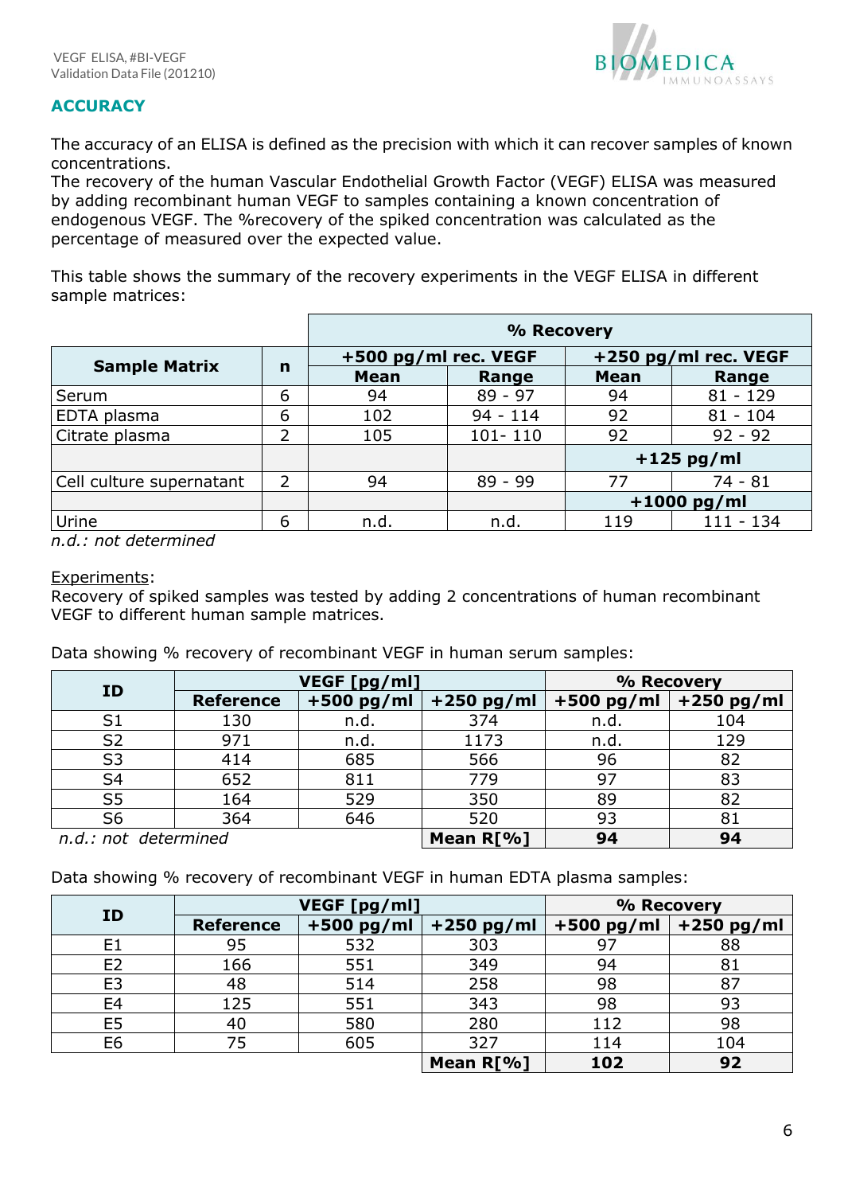## ACCURACY

The accuracy of an ELISA is defined as the precision with which it can recover samples of known concentrations.
The recovery of the human Vascular Endothelial Growth Factor (VEGF) ELISA was measured by adding recombinant human VEGF to samples containing a known concentration of endogenous VEGF. The %recovery of the spiked concentration was calculated as the percentage of measured over the expected value.

This table shows the summary of the recovery experiments in the VEGF ELISA in different sample matrices:

| Sample Matrix | n | % Recovery | | | |
|---|---|---|---|---|---|
| | | +500 pg/ml rec. VEGF | | +250 pg/ml rec. VEGF | |
| | | Mean | Range | Mean | Range |
| Serum | 6 | 94 | 89 - 97 | 94 | 81 - 129 |
| EDTA plasma | 6 | 102 | 94 - 114 | 92 | 81 - 104 |
| Citrate plasma | 2 | 105 | 101- 110 | 92 | 92 - 92 |
| | | | | +125 pg/ml | |
| Cell culture supernatant | 2 | 94 | 89 - 99 | 77 | 74 - 81 |
| | | | | +1000 pg/ml | |
| Urine | 6 | n.d. | n.d. | 119 | 111 - 134 |

*n.d.: not determined*

Experiments:
Recovery of spiked samples was tested by adding 2 concentrations of human recombinant VEGF to different human sample matrices.

Data showing % recovery of recombinant VEGF in human serum samples:

| ID | VEGF [pg/ml] | | | % Recovery | |
|---|---|---|---|---|---|
| | Reference | +500 pg/ml | +250 pg/ml | +500 pg/ml | +250 pg/ml |
| S1 | 130 | n.d. | 374 | n.d. | 104 |
| S2 | 971 | n.d. | 1173 | n.d. | 129 |
| S3 | 414 | 685 | 566 | 96 | 82 |
| S4 | 652 | 811 | 779 | 97 | 83 |
| S5 | 164 | 529 | 350 | 89 | 82 |
| S6 | 364 | 646 | 520 | 93 | 81 |
| | | | **Mean R[%]** | **94** | **94** |

*n.d.: not determined*

Data showing % recovery of recombinant VEGF in human EDTA plasma samples:

| ID | VEGF [pg/ml] | | | % Recovery | |
|---|---|---|---|---|---|
| | Reference | +500 pg/ml | +250 pg/ml | +500 pg/ml | +250 pg/ml |
| E1 | 95 | 532 | 303 | 97 | 88 |
| E2 | 166 | 551 | 349 | 94 | 81 |
| E3 | 48 | 514 | 258 | 98 | 87 |
| E4 | 125 | 551 | 343 | 98 | 93 |
| E5 | 40 | 580 | 280 | 112 | 98 |
| E6 | 75 | 605 | 327 | 114 | 104 |
| | | | **Mean R[%]** | **102** | **92** |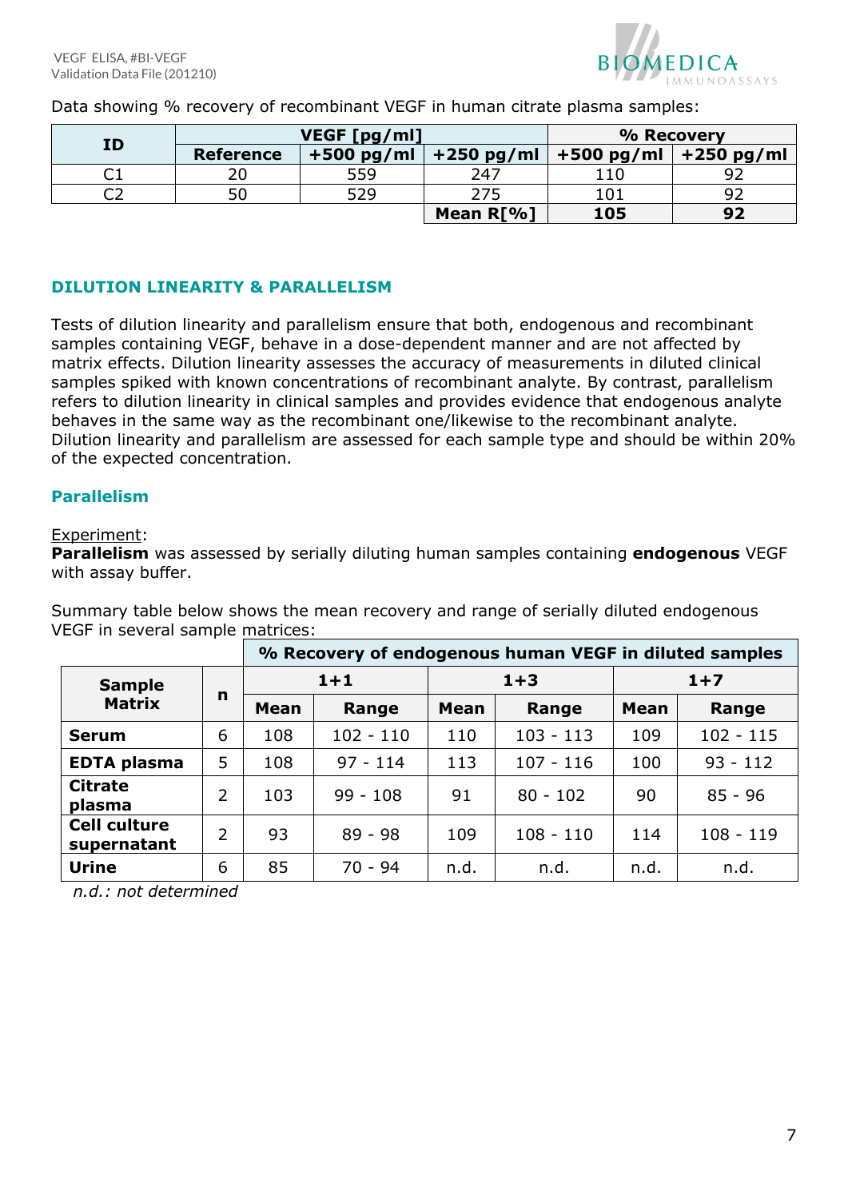Data showing % recovery of recombinant VEGF in human citrate plasma samples:

| ID | VEGF [pg/ml] | | | % Recovery | |
|---|---|---|---|---|---|
| | Reference | +500 pg/ml | +250 pg/ml | +500 pg/ml | +250 pg/ml |
| C1 | 20 | 559 | 247 | 110 | 92 |
| C2 | 50 | 529 | 275 | 101 | 92 |
| | | | **Mean R[%]** | **105** | **92** |

## DILUTION LINEARITY & PARALLELISM

Tests of dilution linearity and parallelism ensure that both, endogenous and recombinant samples containing VEGF, behave in a dose-dependent manner and are not affected by matrix effects. Dilution linearity assesses the accuracy of measurements in diluted clinical samples spiked with known concentrations of recombinant analyte. By contrast, parallelism refers to dilution linearity in clinical samples and provides evidence that endogenous analyte behaves in the same way as the recombinant one/likewise to the recombinant analyte. Dilution linearity and parallelism are assessed for each sample type and should be within 20% of the expected concentration.

### Parallelism

Experiment:
**Parallelism** was assessed by serially diluting human samples containing **endogenous** VEGF with assay buffer.

Summary table below shows the mean recovery and range of serially diluted endogenous VEGF in several sample matrices:

| Sample Matrix | n | % Recovery of endogenous human VEGF in diluted samples | | | | | |
|---|---|---|---|---|---|---|---|
| | | 1+1 | | 1+3 | | 1+7 | |
| | | Mean | Range | Mean | Range | Mean | Range |
| **Serum** | 6 | 108 | 102 - 110 | 110 | 103 - 113 | 109 | 102 - 115 |
| **EDTA plasma** | 5 | 108 | 97 - 114 | 113 | 107 - 116 | 100 | 93 - 112 |
| **Citrate plasma** | 2 | 103 | 99 - 108 | 91 | 80 - 102 | 90 | 85 - 96 |
| **Cell culture supernatant** | 2 | 93 | 89 - 98 | 109 | 108 - 110 | 114 | 108 - 119 |
| **Urine** | 6 | 85 | 70 - 94 | n.d. | n.d. | n.d. | n.d. |

*n.d.: not determined*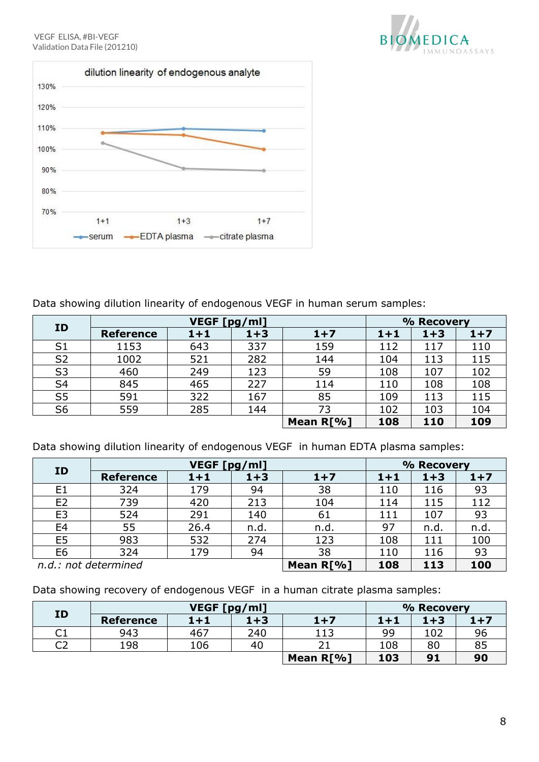dilution linearity of endogenous analyte

Data showing dilution linearity of endogenous VEGF in human serum samples:

| ID | VEGF [pg/ml] | | | | % Recovery | | |
|---|---|---|---|---|---|---|---|
| | Reference | 1+1 | 1+3 | 1+7 | 1+1 | 1+3 | 1+7 |
| S1 | 1153 | 643 | 337 | 159 | 112 | 117 | 110 |
| S2 | 1002 | 521 | 282 | 144 | 104 | 113 | 115 |
| S3 | 460 | 249 | 123 | 59 | 108 | 107 | 102 |
| S4 | 845 | 465 | 227 | 114 | 110 | 108 | 108 |
| S5 | 591 | 322 | 167 | 85 | 109 | 113 | 115 |
| S6 | 559 | 285 | 144 | 73 | 102 | 103 | 104 |
| | | | | **Mean R[%]** | **108** | **110** | **109** |

Data showing dilution linearity of endogenous VEGF in human EDTA plasma samples:

| ID | VEGF [pg/ml] | | | | % Recovery | | |
|---|---|---|---|---|---|---|---|
| | Reference | 1+1 | 1+3 | 1+7 | 1+1 | 1+3 | 1+7 |
| E1 | 324 | 179 | 94 | 38 | 110 | 116 | 93 |
| E2 | 739 | 420 | 213 | 104 | 114 | 115 | 112 |
| E3 | 524 | 291 | 140 | 61 | 111 | 107 | 93 |
| E4 | 55 | 26.4 | n.d. | n.d. | 97 | n.d. | n.d. |
| E5 | 983 | 532 | 274 | 123 | 108 | 111 | 100 |
| E6 | 324 | 179 | 94 | 38 | 110 | 116 | 93 |
| | | | | **Mean R[%]** | **108** | **113** | **100** |

*n.d.: not determined*

Data showing recovery of endogenous VEGF in a human citrate plasma samples:

| ID | VEGF [pg/ml] | | | | % Recovery | | |
|---|---|---|---|---|---|---|---|
| | Reference | 1+1 | 1+3 | 1+7 | 1+1 | 1+3 | 1+7 |
| C1 | 943 | 467 | 240 | 113 | 99 | 102 | 96 |
| C2 | 198 | 106 | 40 | 21 | 108 | 80 | 85 |
| | | | | **Mean R[%]** | **103** | **91** | **90** |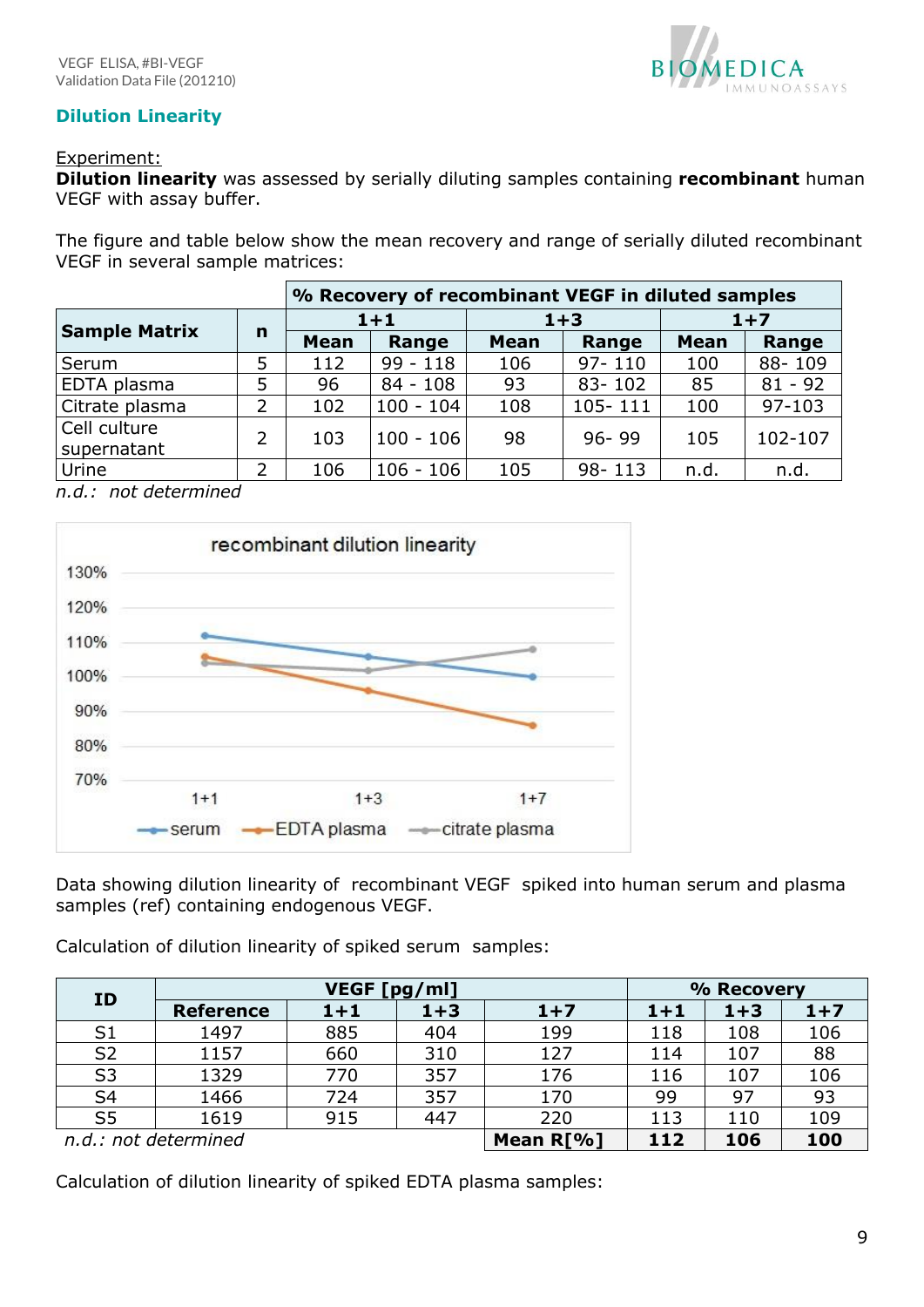## Dilution Linearity

Experiment:
**Dilution linearity** was assessed by serially diluting samples containing **recombinant** human VEGF with assay buffer.

The figure and table below show the mean recovery and range of serially diluted recombinant VEGF in several sample matrices:

| Sample Matrix | n | % Recovery of recombinant VEGF in diluted samples | | | | | |
|---|---|---|---|---|---|---|---|
| | | 1+1 | | 1+3 | | 1+7 | |
| | | Mean | Range | Mean | Range | Mean | Range |
| Serum | 5 | 112 | 99 - 118 | 106 | 97- 110 | 100 | 88- 109 |
| EDTA plasma | 5 | 96 | 84 - 108 | 93 | 83- 102 | 85 | 81 - 92 |
| Citrate plasma | 2 | 102 | 100 - 104 | 108 | 105- 111 | 100 | 97-103 |
| Cell culture supernatant | 2 | 103 | 100 - 106 | 98 | 96- 99 | 105 | 102-107 |
| Urine | 2 | 106 | 106 - 106 | 105 | 98- 113 | n.d. | n.d. |

*n.d.: not determined*

Data showing dilution linearity of recombinant VEGF spiked into human serum and plasma samples (ref) containing endogenous VEGF.

Calculation of dilution linearity of spiked serum samples:

| ID | VEGF [pg/ml] | | | | % Recovery | | |
|---|---|---|---|---|---|---|---|
| | Reference | 1+1 | 1+3 | 1+7 | 1+1 | 1+3 | 1+7 |
| S1 | 1497 | 885 | 404 | 199 | 118 | 108 | 106 |
| S2 | 1157 | 660 | 310 | 127 | 114 | 107 | 88 |
| S3 | 1329 | 770 | 357 | 176 | 116 | 107 | 106 |
| S4 | 1466 | 724 | 357 | 170 | 99 | 97 | 93 |
| S5 | 1619 | 915 | 447 | 220 | 113 | 110 | 109 |
| *n.d.: not determined* | | | | **Mean R[%]** | **112** | **106** | **100** |

Calculation of dilution linearity of spiked EDTA plasma samples: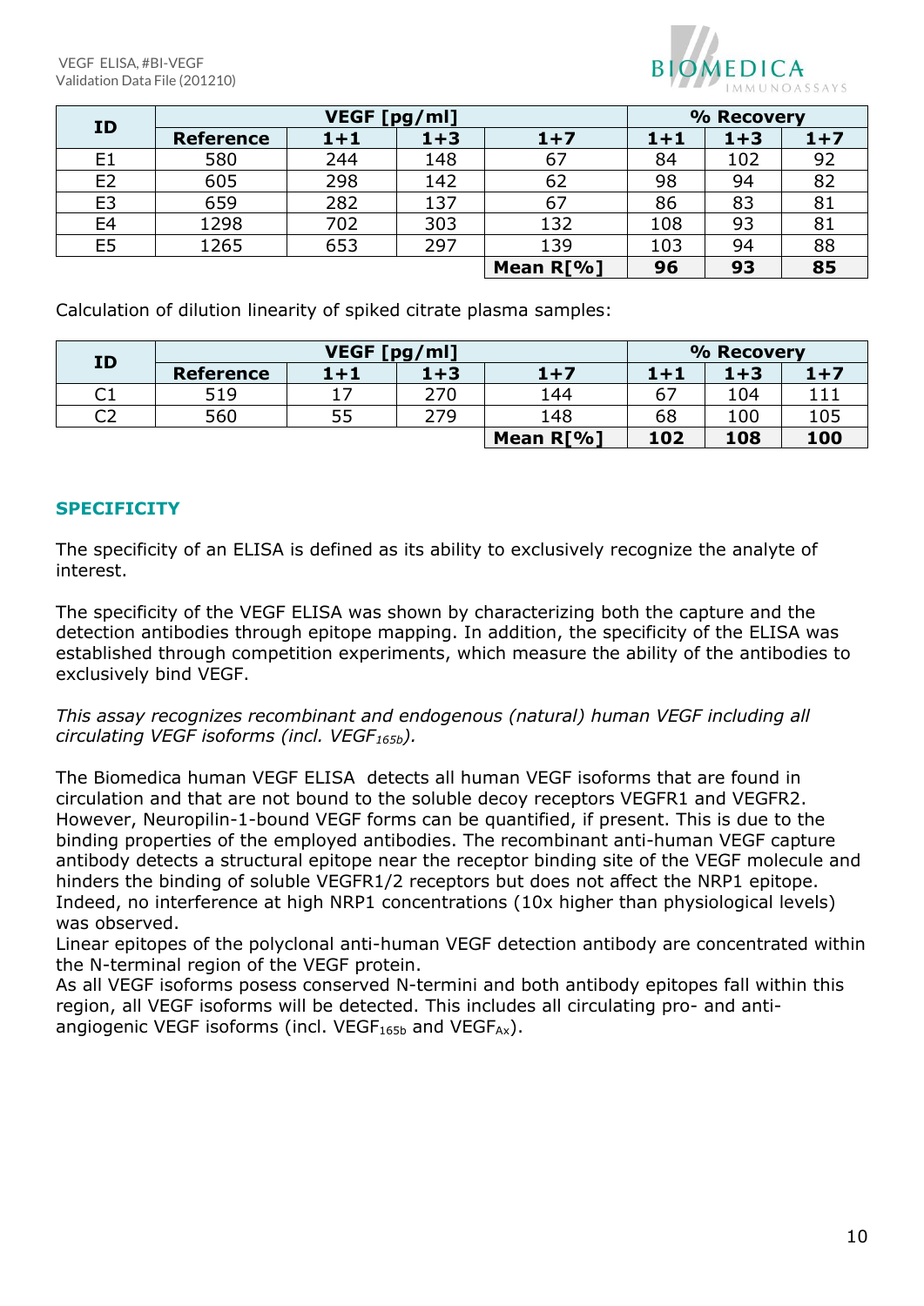| ID | VEGF [pg/ml] | | | | % Recovery | | |
|---|---|---|---|---|---|---|---|
| | Reference | 1+1 | 1+3 | 1+7 | 1+1 | 1+3 | 1+7 |
| E1 | 580 | 244 | 148 | 67 | 84 | 102 | 92 |
| E2 | 605 | 298 | 142 | 62 | 98 | 94 | 82 |
| E3 | 659 | 282 | 137 | 67 | 86 | 83 | 81 |
| E4 | 1298 | 702 | 303 | 132 | 108 | 93 | 81 |
| E5 | 1265 | 653 | 297 | 139 | 103 | 94 | 88 |
| | | | | **Mean R[%]** | **96** | **93** | **85** |

Calculation of dilution linearity of spiked citrate plasma samples:

| ID | VEGF [pg/ml] | | | | % Recovery | | |
|---|---|---|---|---|---|---|---|
| | Reference | 1+1 | 1+3 | 1+7 | 1+1 | 1+3 | 1+7 |
| C1 | 519 | 17 | 270 | 144 | 67 | 104 | 111 |
| C2 | 560 | 55 | 279 | 148 | 68 | 100 | 105 |
| | | | | **Mean R[%]** | **102** | **108** | **100** |

## SPECIFICITY

The specificity of an ELISA is defined as its ability to exclusively recognize the analyte of interest.

The specificity of the VEGF ELISA was shown by characterizing both the capture and the detection antibodies through epitope mapping. In addition, the specificity of the ELISA was established through competition experiments, which measure the ability of the antibodies to exclusively bind VEGF.

*This assay recognizes recombinant and endogenous (natural) human VEGF including all circulating VEGF isoforms (incl. $VEGF_{165b}$).*

The Biomedica human VEGF ELISA detects all human VEGF isoforms that are found in circulation and that are not bound to the soluble decoy receptors VEGFR1 and VEGFR2. However, Neuropilin-1-bound VEGF forms can be quantified, if present. This is due to the binding properties of the employed antibodies. The recombinant anti-human VEGF capture antibody detects a structural epitope near the receptor binding site of the VEGF molecule and hinders the binding of soluble VEGFR1/2 receptors but does not affect the NRP1 epitope. Indeed, no interference at high NRP1 concentrations (10x higher than physiological levels) was observed.
Linear epitopes of the polyclonal anti-human VEGF detection antibody are concentrated within the N-terminal region of the VEGF protein.
As all VEGF isoforms posess conserved N-termini and both antibody epitopes fall within this region, all VEGF isoforms will be detected. This includes all circulating pro- and anti-angiogenic VEGF isoforms (incl. $VEGF_{165b}$ and $VEGF_{Ax}$).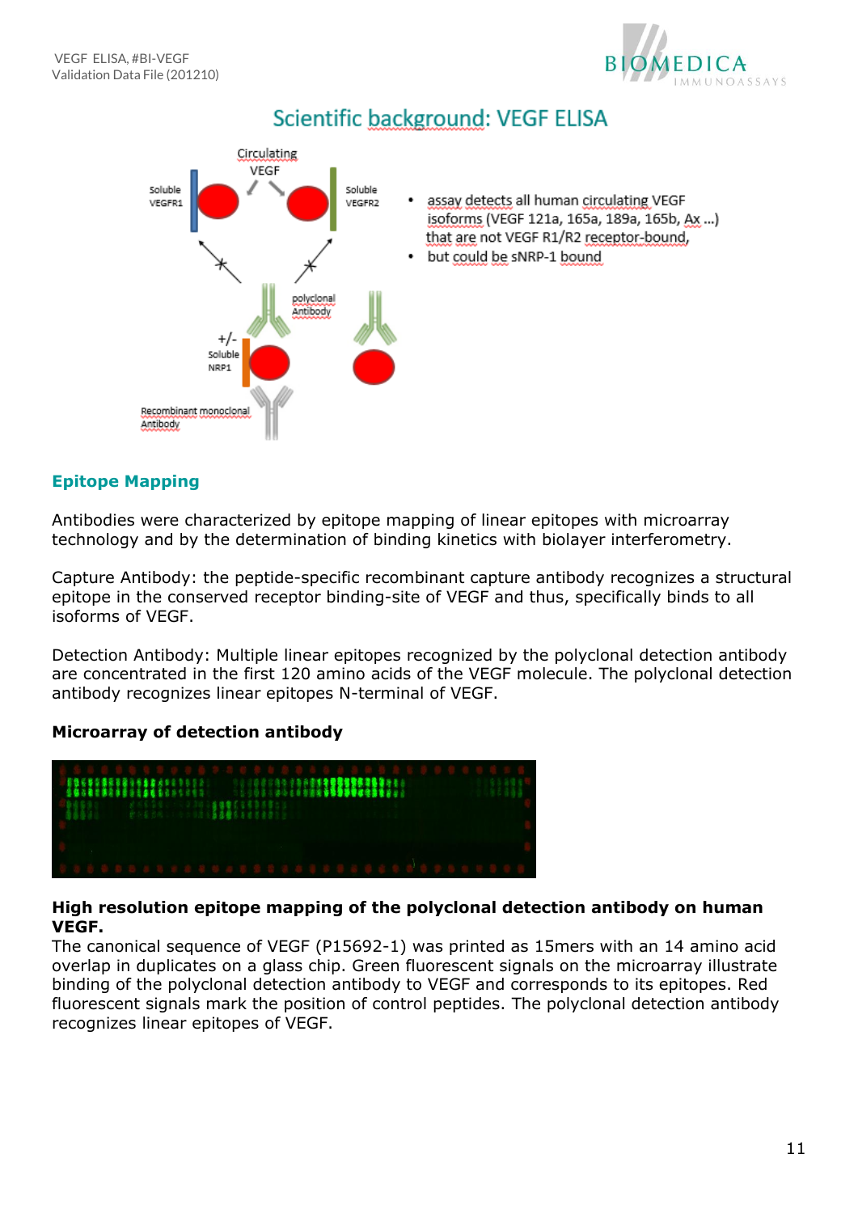## Scientific background: VEGF ELISA

- assay detects all human circulating VEGF isoforms (VEGF 121a, 165a, 189a, 165b, Ax ...) that are not VEGF R1/R2 receptor-bound,
- but could be sNRP-1 bound

### Epitope Mapping

Antibodies were characterized by epitope mapping of linear epitopes with microarray technology and by the determination of binding kinetics with biolayer interferometry.

Capture Antibody: the peptide-specific recombinant capture antibody recognizes a structural epitope in the conserved receptor binding-site of VEGF and thus, specifically binds to all isoforms of VEGF.

Detection Antibody: Multiple linear epitopes recognized by the polyclonal detection antibody are concentrated in the first 120 amino acids of the VEGF molecule. The polyclonal detection antibody recognizes linear epitopes N-terminal of VEGF.

**Microarray of detection antibody**

**High resolution epitope mapping of the polyclonal detection antibody on human VEGF.**
The canonical sequence of VEGF (P15692-1) was printed as 15mers with an 14 amino acid overlap in duplicates on a glass chip. Green fluorescent signals on the microarray illustrate binding of the polyclonal detection antibody to VEGF and corresponds to its epitopes. Red fluorescent signals mark the position of control peptides. The polyclonal detection antibody recognizes linear epitopes of VEGF.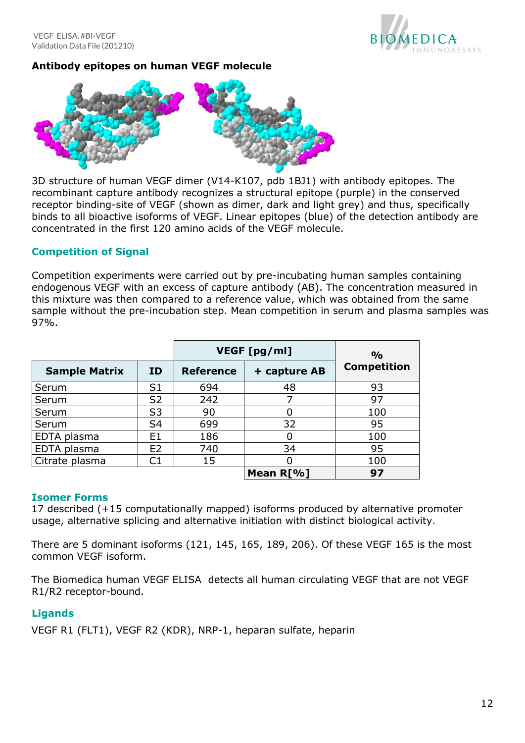### Antibody epitopes on human VEGF molecule

3D structure of human VEGF dimer (V14-K107, pdb 1BJ1) with antibody epitopes. The recombinant capture antibody recognizes a structural epitope (purple) in the conserved receptor binding-site of VEGF (shown as dimer, dark and light grey) and thus, specifically binds to all bioactive isoforms of VEGF. Linear epitopes (blue) of the detection antibody are concentrated in the first 120 amino acids of the VEGF molecule.

## Competition of Signal

Competition experiments were carried out by pre-incubating human samples containing endogenous VEGF with an excess of capture antibody (AB). The concentration measured in this mixture was then compared to a reference value, which was obtained from the same sample without the pre-incubation step. Mean competition in serum and plasma samples was 97%.

| | | VEGF [pg/ml] | | % Competition |
|---|---|---|---|---|
| **Sample Matrix** | **ID** | **Reference** | **+ capture AB** | |
| Serum | S1 | 694 | 48 | 93 |
| Serum | S2 | 242 | 7 | 97 |
| Serum | S3 | 90 | 0 | 100 |
| Serum | S4 | 699 | 32 | 95 |
| EDTA plasma | E1 | 186 | 0 | 100 |
| EDTA plasma | E2 | 740 | 34 | 95 |
| Citrate plasma | C1 | 15 | 0 | 100 |
| | | | **Mean R[%]** | **97** |

## Isomer Forms

17 described (+15 computationally mapped) isoforms produced by alternative promoter usage, alternative splicing and alternative initiation with distinct biological activity.

There are 5 dominant isoforms (121, 145, 165, 189, 206). Of these VEGF 165 is the most common VEGF isoform.

The Biomedica human VEGF ELISA detects all human circulating VEGF that are not VEGF R1/R2 receptor-bound.

## Ligands

VEGF R1 (FLT1), VEGF R2 (KDR), NRP-1, heparan sulfate, heparin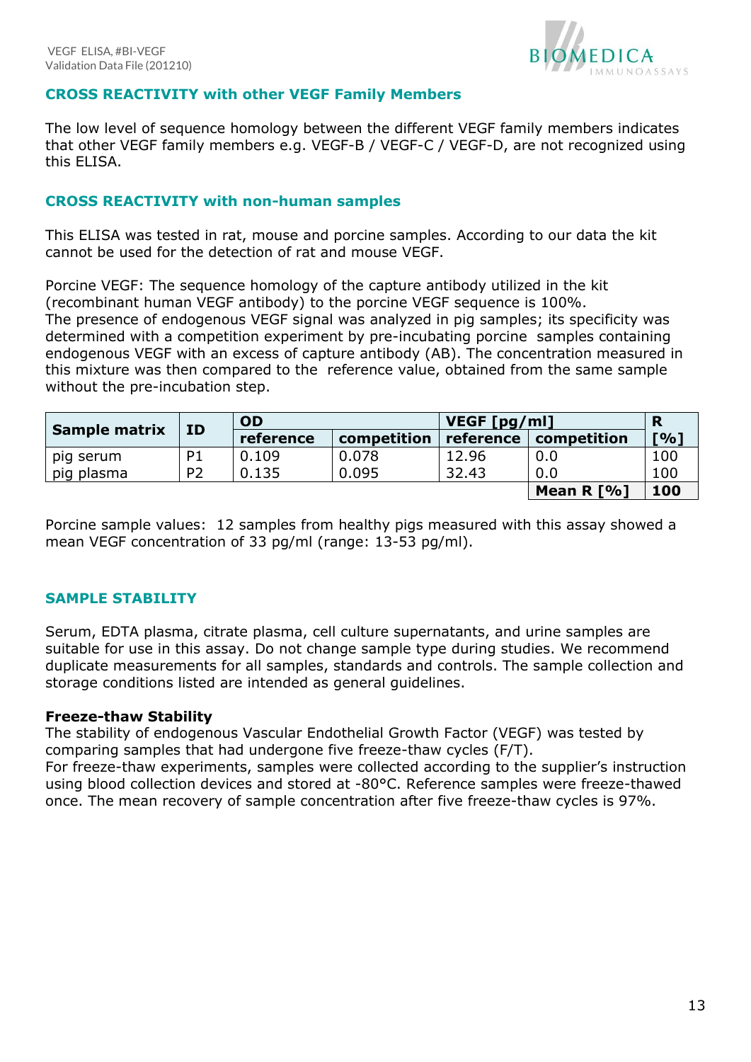## CROSS REACTIVITY with other VEGF Family Members

The low level of sequence homology between the different VEGF family members indicates that other VEGF family members e.g. VEGF-B / VEGF-C / VEGF-D, are not recognized using this ELISA.

## CROSS REACTIVITY with non-human samples

This ELISA was tested in rat, mouse and porcine samples. According to our data the kit cannot be used for the detection of rat and mouse VEGF.

Porcine VEGF: The sequence homology of the capture antibody utilized in the kit (recombinant human VEGF antibody) to the porcine VEGF sequence is 100%.
The presence of endogenous VEGF signal was analyzed in pig samples; its specificity was determined with a competition experiment by pre-incubating porcine samples containing endogenous VEGF with an excess of capture antibody (AB). The concentration measured in this mixture was then compared to the reference value, obtained from the same sample without the pre-incubation step.

| Sample matrix | ID | OD | | VEGF [pg/ml] | | R [%] |
|---|---|---|---|---|---|---|
| | | reference | competition | reference | competition | |
| pig serum | P1 | 0.109 | 0.078 | 12.96 | 0.0 | 100 |
| pig plasma | P2 | 0.135 | 0.095 | 32.43 | 0.0 | 100 |
| | | | | | **Mean R [%]** | **100** |

Porcine sample values: 12 samples from healthy pigs measured with this assay showed a mean VEGF concentration of 33 pg/ml (range: 13-53 pg/ml).

## SAMPLE STABILITY

Serum, EDTA plasma, citrate plasma, cell culture supernatants, and urine samples are suitable for use in this assay. Do not change sample type during studies. We recommend duplicate measurements for all samples, standards and controls. The sample collection and storage conditions listed are intended as general guidelines.

### Freeze-thaw Stability

The stability of endogenous Vascular Endothelial Growth Factor (VEGF) was tested by comparing samples that had undergone five freeze-thaw cycles (F/T).
For freeze-thaw experiments, samples were collected according to the supplier's instruction using blood collection devices and stored at -80°C. Reference samples were freeze-thawed once. The mean recovery of sample concentration after five freeze-thaw cycles is 97%.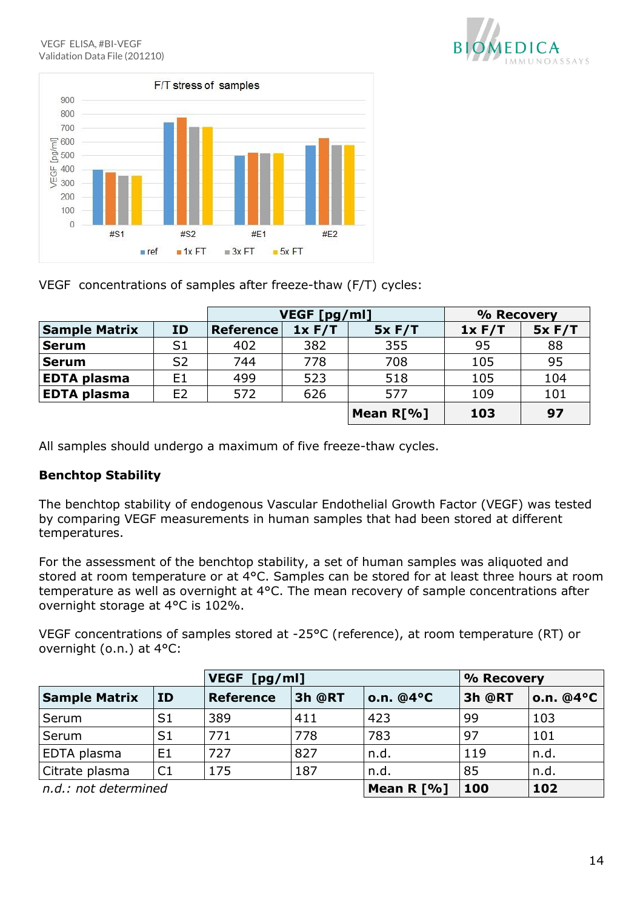VEGF concentrations of samples after freeze-thaw (F/T) cycles:

| | | VEGF [pg/ml] | | | % Recovery | |
|---|---|---|---|---|---|---|
| **Sample Matrix** | **ID** | **Reference** | **1x F/T** | **5x F/T** | **1x F/T** | **5x F/T** |
| **Serum** | S1 | 402 | 382 | 355 | 95 | 88 |
| **Serum** | S2 | 744 | 778 | 708 | 105 | 95 |
| **EDTA plasma** | E1 | 499 | 523 | 518 | 105 | 104 |
| **EDTA plasma** | E2 | 572 | 626 | 577 | 109 | 101 |
| | | | | **Mean R[%]** | **103** | **97** |

All samples should undergo a maximum of five freeze-thaw cycles.

**Benchtop Stability**

The benchtop stability of endogenous Vascular Endothelial Growth Factor (VEGF) was tested by comparing VEGF measurements in human samples that had been stored at different temperatures.

For the assessment of the benchtop stability, a set of human samples was aliquoted and stored at room temperature or at 4°C. Samples can be stored for at least three hours at room temperature as well as overnight at 4°C. The mean recovery of sample concentrations after overnight storage at 4°C is 102%.

VEGF concentrations of samples stored at -25°C (reference), at room temperature (RT) or overnight (o.n.) at 4°C:

| | | VEGF [pg/ml] | | | % Recovery | |
|---|---|---|---|---|---|---|
| **Sample Matrix** | **ID** | **Reference** | **3h @RT** | **o.n. @4°C** | **3h @RT** | **o.n. @4°C** |
| Serum | S1 | 389 | 411 | 423 | 99 | 103 |
| Serum | S1 | 771 | 778 | 783 | 97 | 101 |
| EDTA plasma | E1 | 727 | 827 | n.d. | 119 | n.d. |
| Citrate plasma | C1 | 175 | 187 | n.d. | 85 | n.d. |
| *n.d.: not determined* | | | | **Mean R [%]** | **100** | **102** |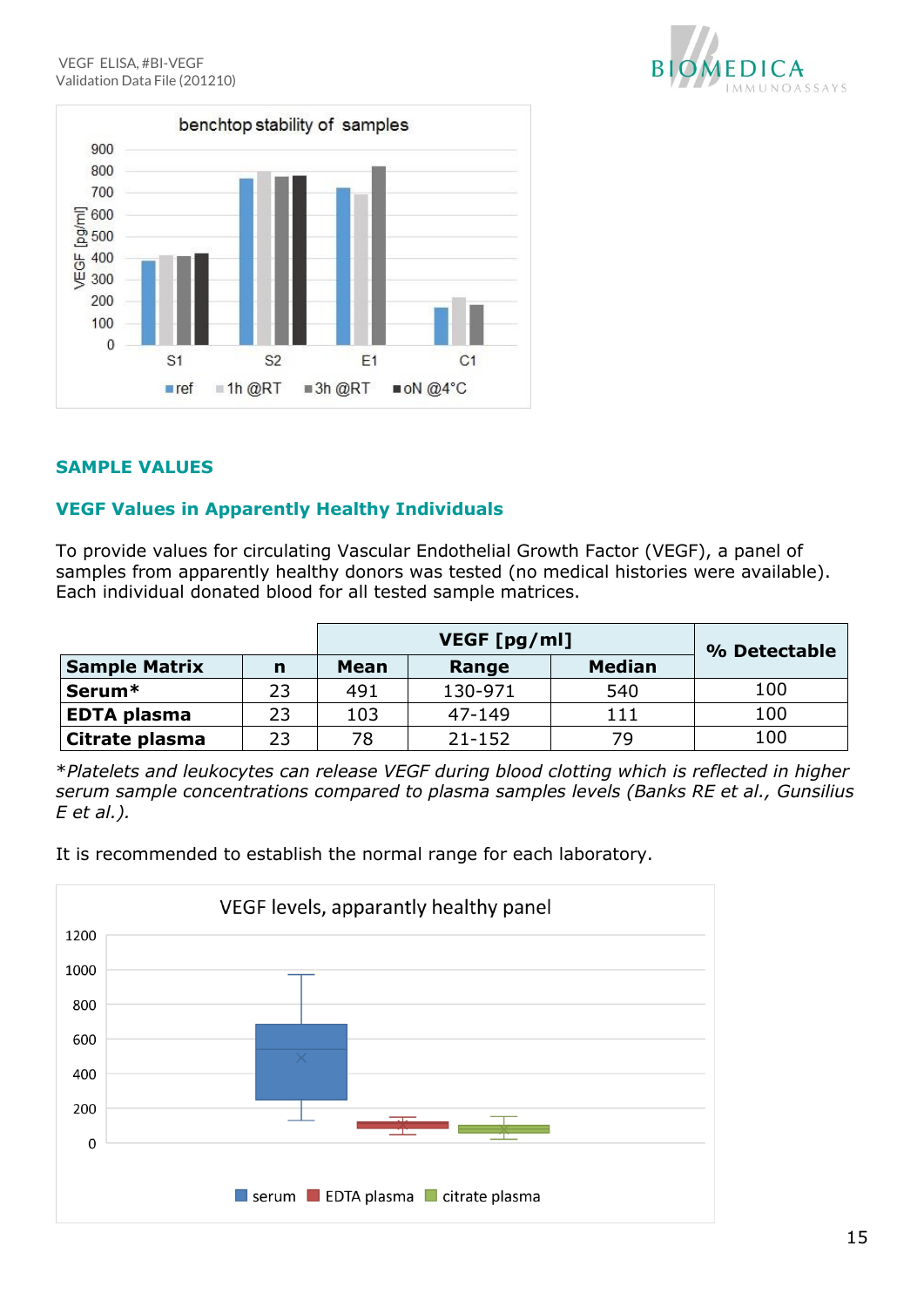## SAMPLE VALUES

### VEGF Values in Apparently Healthy Individuals

To provide values for circulating Vascular Endothelial Growth Factor (VEGF), a panel of samples from apparently healthy donors was tested (no medical histories were available). Each individual donated blood for all tested sample matrices.

| Sample Matrix | n | VEGF [pg/ml] Mean | Range | Median | % Detectable |
|---|---|---|---|---|---|
| Serum* | 23 | 491 | 130-971 | 540 | 100 |
| EDTA plasma | 23 | 103 | 47-149 | 111 | 100 |
| Citrate plasma | 23 | 78 | 21-152 | 79 | 100 |

**Platelets and leukocytes can release VEGF during blood clotting which is reflected in higher serum sample concentrations compared to plasma samples levels (Banks RE et al., Gunsilius E et al.).*

It is recommended to establish the normal range for each laboratory.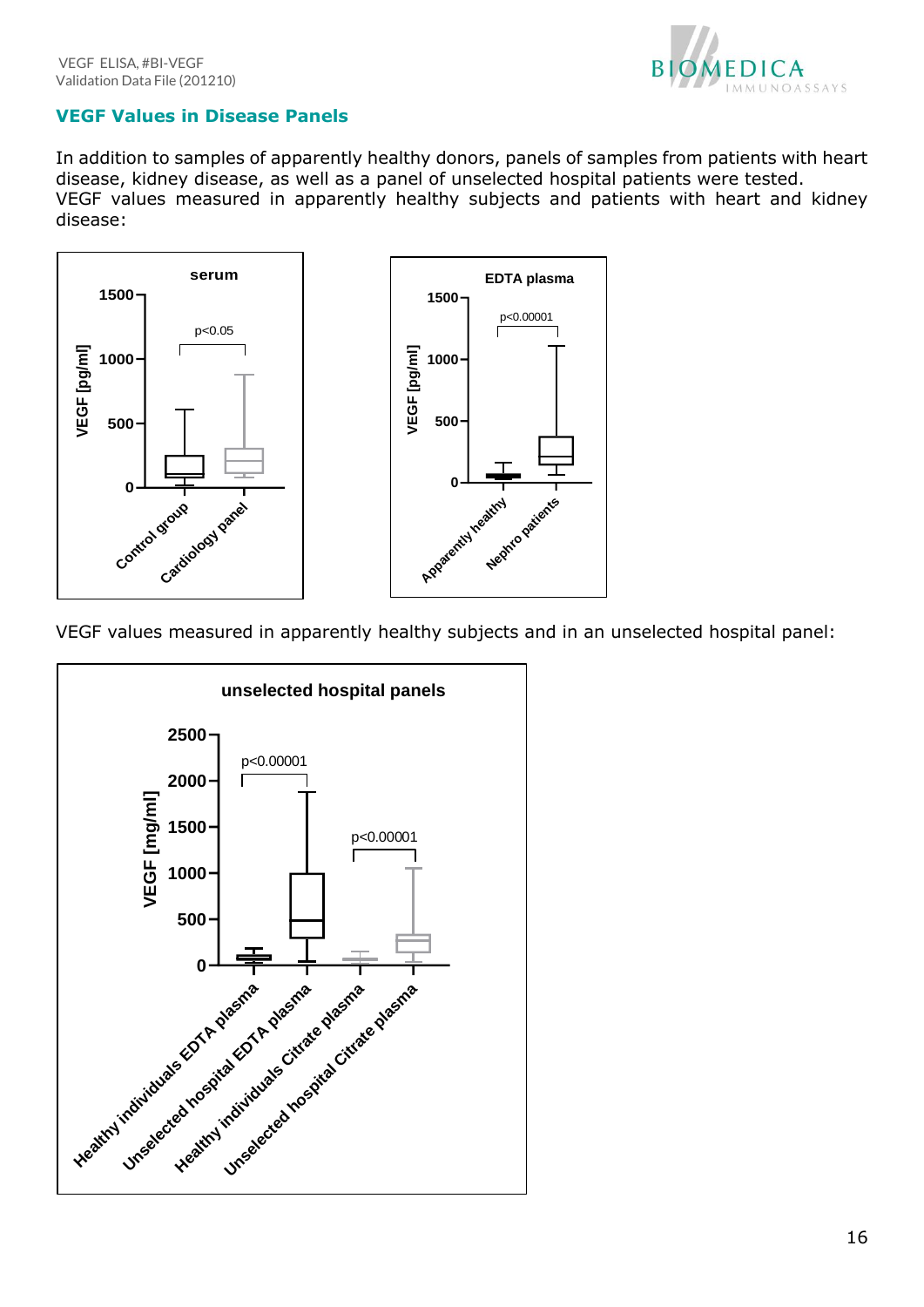## VEGF Values in Disease Panels

In addition to samples of apparently healthy donors, panels of samples from patients with heart disease, kidney disease, as well as a panel of unselected hospital patients were tested.
VEGF values measured in apparently healthy subjects and patients with heart and kidney disease:

VEGF values measured in apparently healthy subjects and in an unselected hospital panel: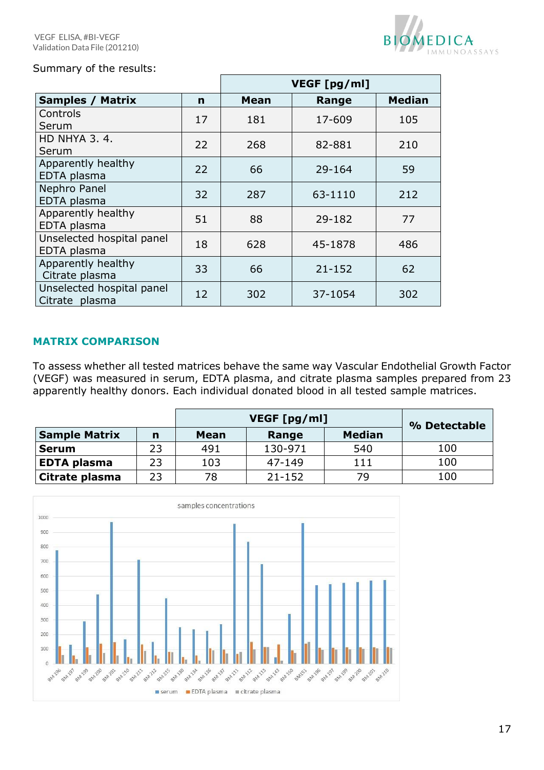Summary of the results:

| | | VEGF [pg/ml] | | |
|---|---|---|---|---|
| **Samples / Matrix** | **n** | **Mean** | **Range** | **Median** |
| Controls Serum | 17 | 181 | 17-609 | 105 |
| HD NHYA 3. 4. Serum | 22 | 268 | 82-881 | 210 |
| Apparently healthy EDTA plasma | 22 | 66 | 29-164 | 59 |
| Nephro Panel EDTA plasma | 32 | 287 | 63-1110 | 212 |
| Apparently healthy EDTA plasma | 51 | 88 | 29-182 | 77 |
| Unselected hospital panel EDTA plasma | 18 | 628 | 45-1878 | 486 |
| Apparently healthy Citrate plasma | 33 | 66 | 21-152 | 62 |
| Unselected hospital panel Citrate plasma | 12 | 302 | 37-1054 | 302 |

## MATRIX COMPARISON

To assess whether all tested matrices behave the same way Vascular Endothelial Growth Factor (VEGF) was measured in serum, EDTA plasma, and citrate plasma samples prepared from 23 apparently healthy donors. Each individual donated blood in all tested sample matrices.

| | | VEGF [pg/ml] | | | % Detectable |
|---|---|---|---|---|---|
| **Sample Matrix** | **n** | **Mean** | **Range** | **Median** | |
| **Serum** | 23 | 491 | 130-971 | 540 | 100 |
| **EDTA plasma** | 23 | 103 | 47-149 | 111 | 100 |
| **Citrate plasma** | 23 | 78 | 21-152 | 79 | 100 |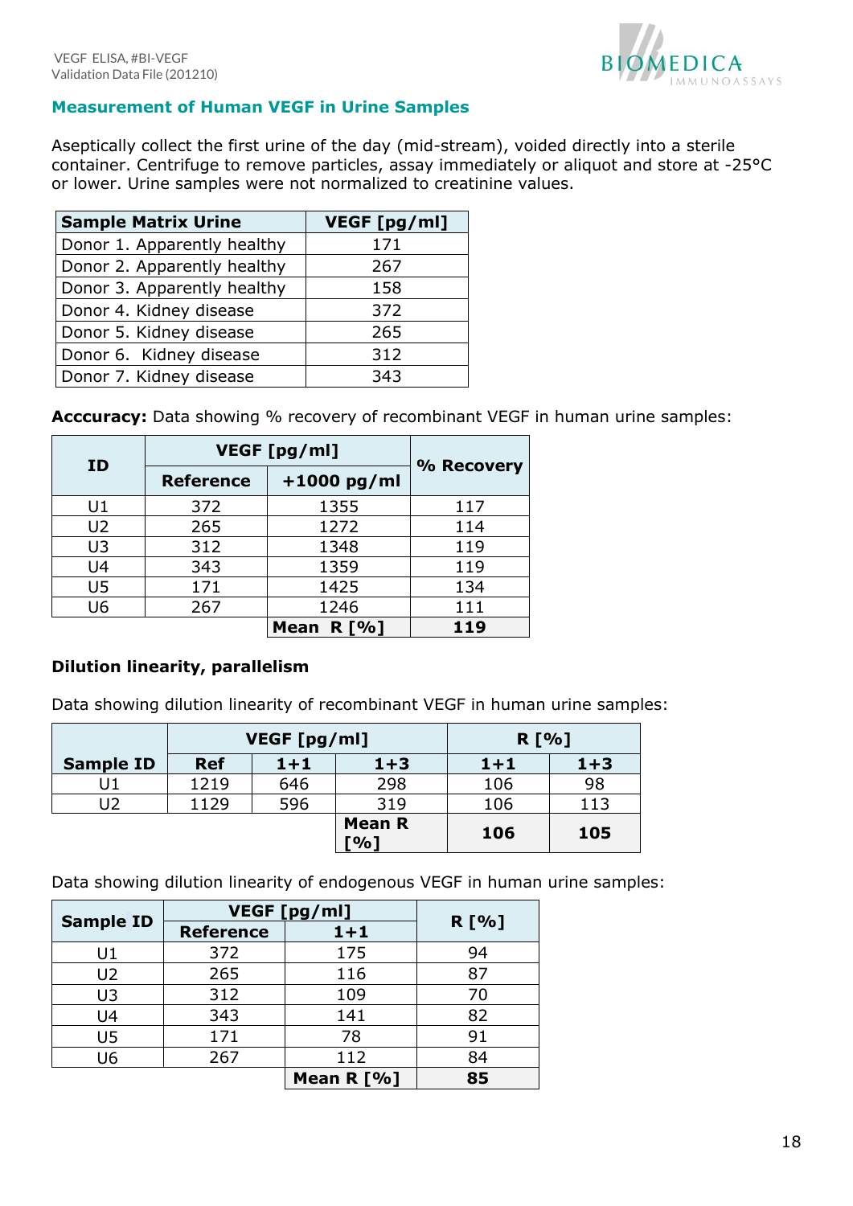## Measurement of Human VEGF in Urine Samples

Aseptically collect the first urine of the day (mid-stream), voided directly into a sterile container. Centrifuge to remove particles, assay immediately or aliquot and store at -25°C or lower. Urine samples were not normalized to creatinine values.

| Sample Matrix Urine | VEGF [pg/ml] |
|---|---|
| Donor 1. Apparently healthy | 171 |
| Donor 2. Apparently healthy | 267 |
| Donor 3. Apparently healthy | 158 |
| Donor 4. Kidney disease | 372 |
| Donor 5. Kidney disease | 265 |
| Donor 6. Kidney disease | 312 |
| Donor 7. Kidney disease | 343 |

**Acccuracy:** Data showing % recovery of recombinant VEGF in human urine samples:

| ID | VEGF [pg/ml] | | % Recovery |
|---|---|---|---|
| | Reference | +1000 pg/ml | |
| U1 | 372 | 1355 | 117 |
| U2 | 265 | 1272 | 114 |
| U3 | 312 | 1348 | 119 |
| U4 | 343 | 1359 | 119 |
| U5 | 171 | 1425 | 134 |
| U6 | 267 | 1246 | 111 |
| | | **Mean R [%]** | **119** |

**Dilution linearity, parallelism**

Data showing dilution linearity of recombinant VEGF in human urine samples:

| Sample ID | VEGF [pg/ml] | | | R [%] | |
|---|---|---|---|---|---|
| | Ref | 1+1 | 1+3 | 1+1 | 1+3 |
| U1 | 1219 | 646 | 298 | 106 | 98 |
| U2 | 1129 | 596 | 319 | 106 | 113 |
| | | | **Mean R [%]** | **106** | **105** |

Data showing dilution linearity of endogenous VEGF in human urine samples:

| Sample ID | VEGF [pg/ml] | | R [%] |
|---|---|---|---|
| | Reference | 1+1 | |
| U1 | 372 | 175 | 94 |
| U2 | 265 | 116 | 87 |
| U3 | 312 | 109 | 70 |
| U4 | 343 | 141 | 82 |
| U5 | 171 | 78 | 91 |
| U6 | 267 | 112 | 84 |
| | | **Mean R [%]** | **85** |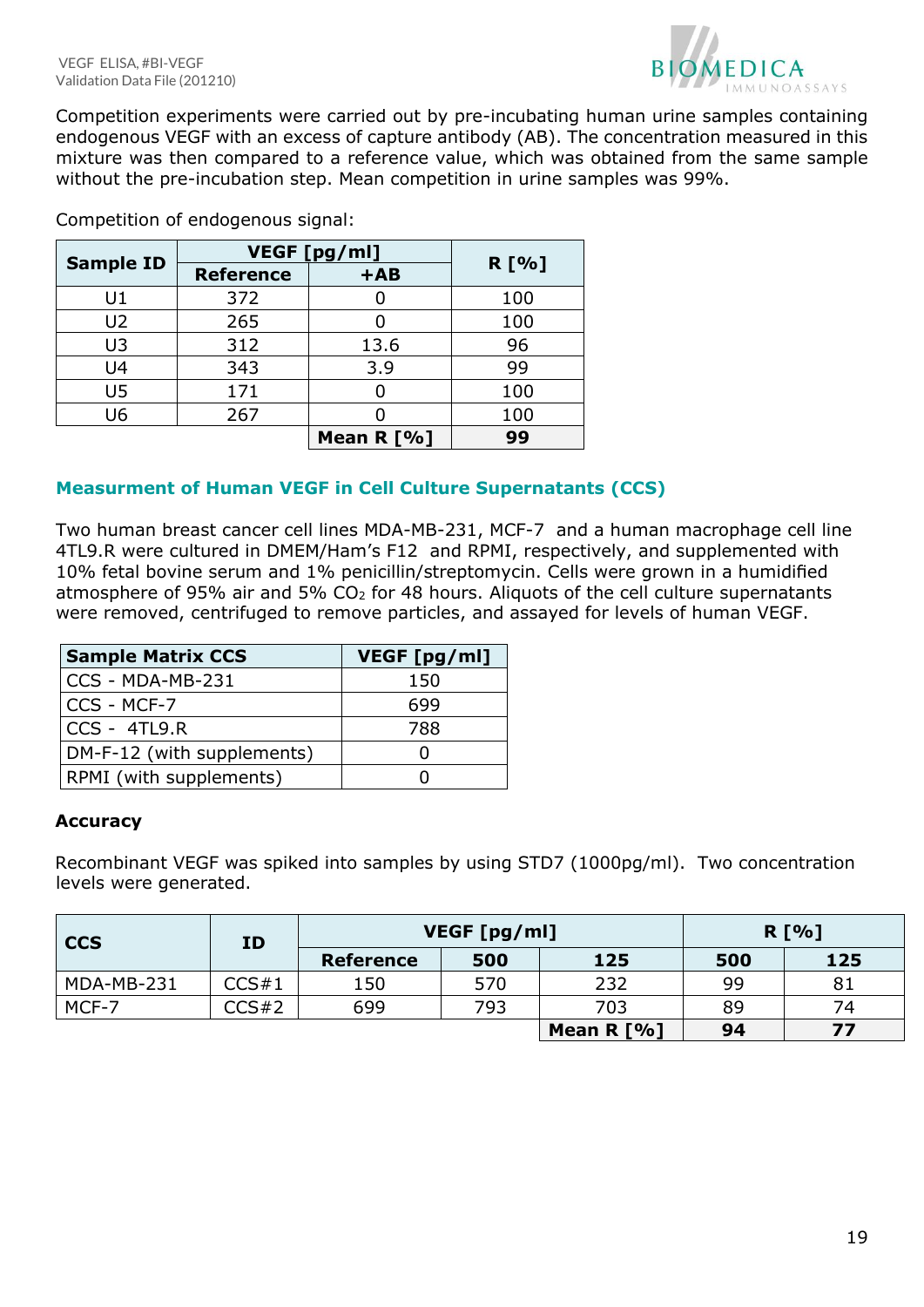Competition experiments were carried out by pre-incubating human urine samples containing endogenous VEGF with an excess of capture antibody (AB). The concentration measured in this mixture was then compared to a reference value, which was obtained from the same sample without the pre-incubation step. Mean competition in urine samples was 99%.

Competition of endogenous signal:

| Sample ID | VEGF [pg/ml] | | R [%] |
|---|---|---|---|
| | Reference | +AB | |
| U1 | 372 | 0 | 100 |
| U2 | 265 | 0 | 100 |
| U3 | 312 | 13.6 | 96 |
| U4 | 343 | 3.9 | 99 |
| U5 | 171 | 0 | 100 |
| U6 | 267 | 0 | 100 |
| | | **Mean R [%]** | **99** |

## Measurment of Human VEGF in Cell Culture Supernatants (CCS)

Two human breast cancer cell lines MDA-MB-231, MCF-7 and a human macrophage cell line 4TL9.R were cultured in DMEM/Ham's F12 and RPMI, respectively, and supplemented with 10% fetal bovine serum and 1% penicillin/streptomycin. Cells were grown in a humidified atmosphere of 95% air and 5% $CO_2$ for 48 hours. Aliquots of the cell culture supernatants were removed, centrifuged to remove particles, and assayed for levels of human VEGF.

| Sample Matrix CCS | VEGF [pg/ml] |
|---|---|
| CCS - MDA-MB-231 | 150 |
| CCS - MCF-7 | 699 |
| CCS - 4TL9.R | 788 |
| DM-F-12 (with supplements) | 0 |
| RPMI (with supplements) | 0 |

### Accuracy

Recombinant VEGF was spiked into samples by using STD7 (1000pg/ml). Two concentration levels were generated.

| CCS | ID | VEGF [pg/ml] | | | R [%] | |
|---|---|---|---|---|---|---|
| | | Reference | 500 | 125 | 500 | 125 |
| MDA-MB-231 | CCS#1 | 150 | 570 | 232 | 99 | 81 |
| MCF-7 | CCS#2 | 699 | 793 | 703 | 89 | 74 |
| | | | | **Mean R [%]** | **94** | **77** |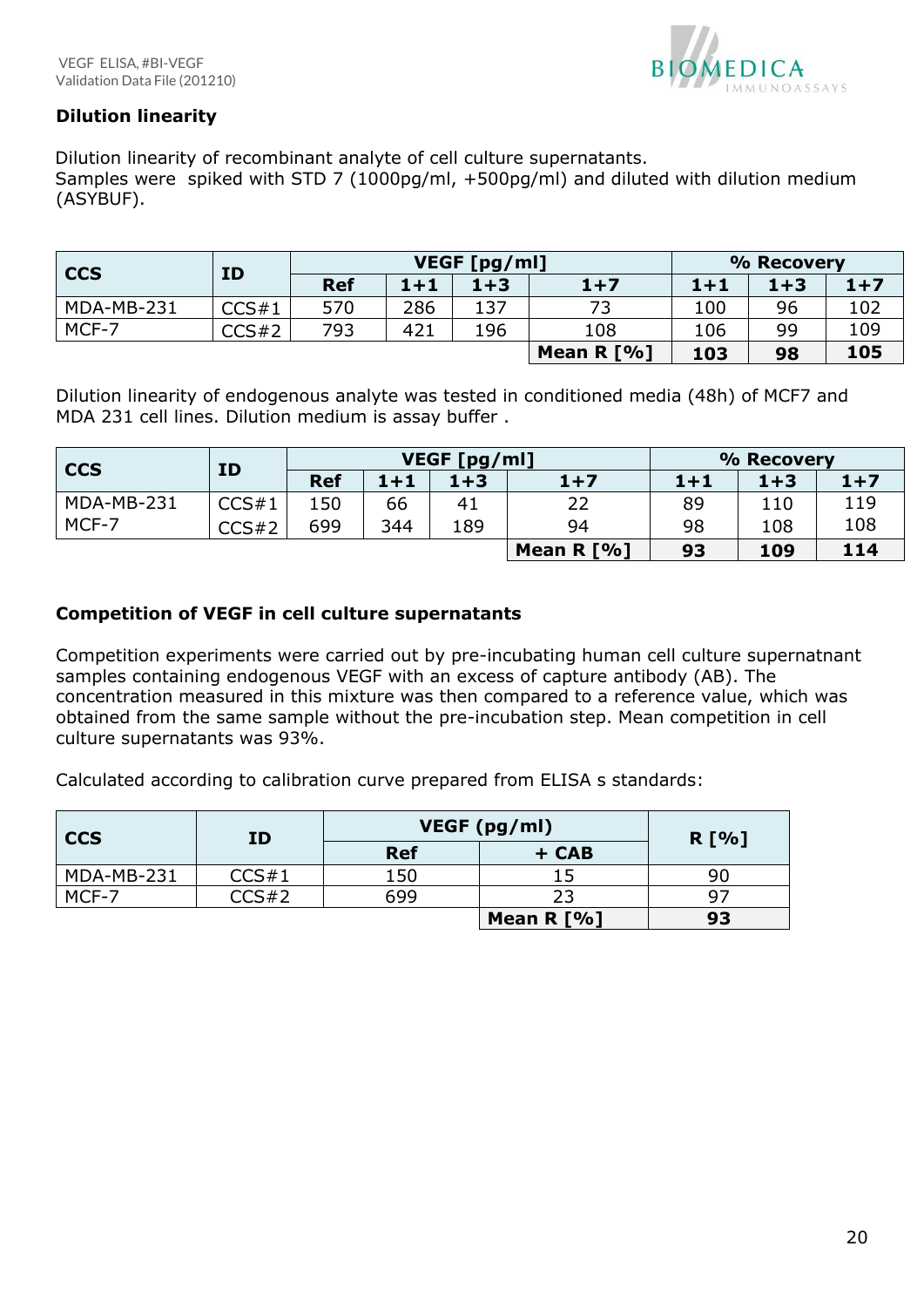## Dilution linearity

Dilution linearity of recombinant analyte of cell culture supernatants.
Samples were spiked with STD 7 (1000pg/ml, +500pg/ml) and diluted with dilution medium (ASYBUF).

| CCS | ID | VEGF [pg/ml] | | | | % Recovery | | |
|---|---|---|---|---|---|---|---|---|
| | | Ref | 1+1 | 1+3 | 1+7 | 1+1 | 1+3 | 1+7 |
| MDA-MB-231 | CCS#1 | 570 | 286 | 137 | 73 | 100 | 96 | 102 |
| MCF-7 | CCS#2 | 793 | 421 | 196 | 108 | 106 | 99 | 109 |
| | | | | | **Mean R [%]** | **103** | **98** | **105** |

Dilution linearity of endogenous analyte was tested in conditioned media (48h) of MCF7 and MDA 231 cell lines. Dilution medium is assay buffer .

| CCS | ID | VEGF [pg/ml] | | | | % Recovery | | |
|---|---|---|---|---|---|---|---|---|
| | | Ref | 1+1 | 1+3 | 1+7 | 1+1 | 1+3 | 1+7 |
| MDA-MB-231 | CCS#1 | 150 | 66 | 41 | 22 | 89 | 110 | 119 |
| MCF-7 | CCS#2 | 699 | 344 | 189 | 94 | 98 | 108 | 108 |
| | | | | | **Mean R [%]** | **93** | **109** | **114** |

## Competition of VEGF in cell culture supernatants

Competition experiments were carried out by pre-incubating human cell culture supernatnant samples containing endogenous VEGF with an excess of capture antibody (AB). The concentration measured in this mixture was then compared to a reference value, which was obtained from the same sample without the pre-incubation step. Mean competition in cell culture supernatants was 93%.

Calculated according to calibration curve prepared from ELISA s standards:

| CCS | ID | VEGF (pg/ml) | | R [%] |
|---|---|---|---|---|
| | | Ref | + CAB | |
| MDA-MB-231 | CCS#1 | 150 | 15 | 90 |
| MCF-7 | CCS#2 | 699 | 23 | 97 |
| | | | **Mean R [%]** | **93** |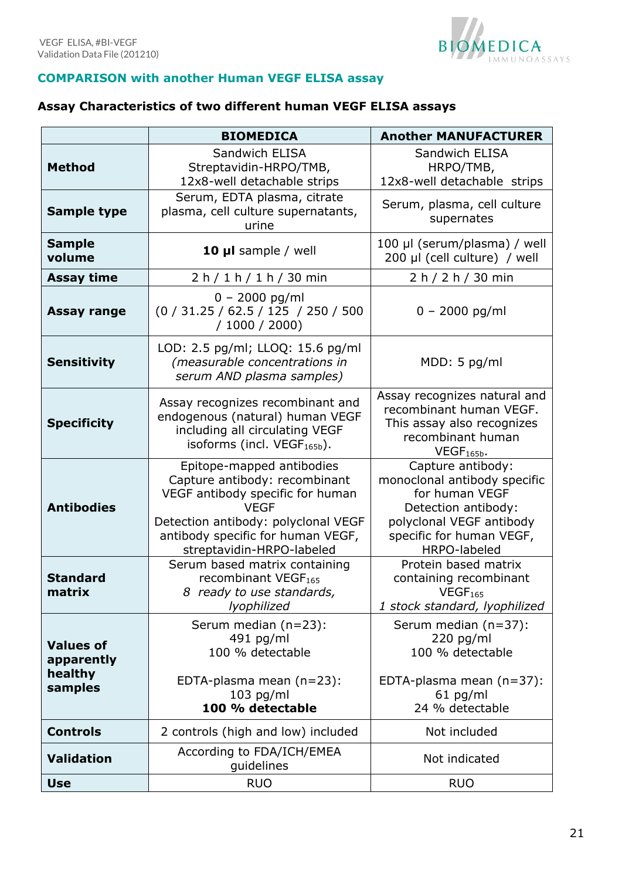## COMPARISON with another Human VEGF ELISA assay

### Assay Characteristics of two different human VEGF ELISA assays

| | BIOMEDICA | Another MANUFACTURER |
|---|---|---|
| **Method** | Sandwich ELISA Streptavidin-HRPO/TMB, 12x8-well detachable strips | Sandwich ELISA HRPO/TMB, 12x8-well detachable strips |
| **Sample type** | Serum, EDTA plasma, citrate plasma, cell culture supernatants, urine | Serum, plasma, cell culture supernates |
| **Sample volume** | **10 µl** sample / well | 100 µl (serum/plasma) / well<br>200 µl (cell culture) / well |
| **Assay time** | 2 h / 1 h / 1 h / 30 min | 2 h / 2 h / 30 min |
| **Assay range** | 0 – 2000 pg/ml<br>(0 / 31.25 / 62.5 / 125 / 250 / 500 / 1000 / 2000) | 0 – 2000 pg/ml |
| **Sensitivity** | LOD: 2.5 pg/ml; LLOQ: 15.6 pg/ml<br>*(measurable concentrations in serum AND plasma samples)* | MDD: 5 pg/ml |
| **Specificity** | Assay recognizes recombinant and endogenous (natural) human VEGF including all circulating VEGF isoforms (incl. $VEGF_{165b}$). | Assay recognizes natural and recombinant human VEGF. This assay also recognizes recombinant human $VEGF_{165b}$. |
| **Antibodies** | Epitope-mapped antibodies<br>Capture antibody: recombinant VEGF antibody specific for human VEGF<br>Detection antibody: polyclonal VEGF antibody specific for human VEGF, streptavidin-HRPO-labeled | Capture antibody: monoclonal antibody specific for human VEGF<br>Detection antibody: polyclonal VEGF antibody specific for human VEGF, HRPO-labeled |
| **Standard matrix** | Serum based matrix containing recombinant $VEGF_{165}$<br>*8 ready to use standards, lyophilized* | Protein based matrix containing recombinant $VEGF_{165}$<br>*1 stock standard, lyophilized* |
| **Values of apparently healthy samples** | Serum median (n=23): 491 pg/ml<br>100 % detectable<br><br>EDTA-plasma mean (n=23): 103 pg/ml<br>**100 % detectable** | Serum median (n=37): 220 pg/ml<br>100 % detectable<br><br>EDTA-plasma mean (n=37): 61 pg/ml<br>24 % detectable |
| **Controls** | 2 controls (high and low) included | Not included |
| **Validation** | According to FDA/ICH/EMEA guidelines | Not indicated |
| **Use** | RUO | RUO |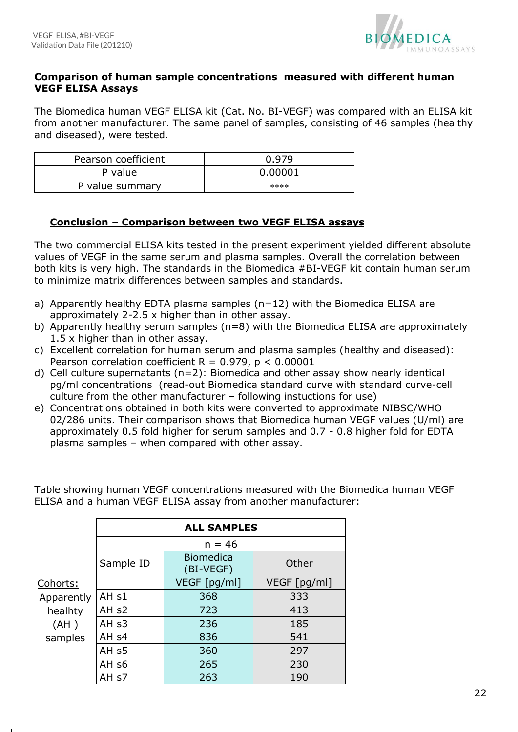## Comparison of human sample concentrations measured with different human VEGF ELISA Assays

The Biomedica human VEGF ELISA kit (Cat. No. BI-VEGF) was compared with an ELISA kit from another manufacturer. The same panel of samples, consisting of 46 samples (healthy and diseased), were tested.

| Pearson coefficient | 0.979 |
|---|---|
| P value | 0.00001 |
| P value summary | **** |

### Conclusion – Comparison between two VEGF ELISA assays

The two commercial ELISA kits tested in the present experiment yielded different absolute values of VEGF in the same serum and plasma samples. Overall the correlation between both kits is very high. The standards in the Biomedica #BI-VEGF kit contain human serum to minimize matrix differences between samples and standards.

a) Apparently healthy EDTA plasma samples (n=12) with the Biomedica ELISA are approximately 2-2.5 x higher than in other assay.
b) Apparently healthy serum samples (n=8) with the Biomedica ELISA are approximately 1.5 x higher than in other assay.
c) Excellent correlation for human serum and plasma samples (healthy and diseased): Pearson correlation coefficient $R = 0.979$, $p < 0.00001$
d) Cell culture supernatants (n=2): Biomedica and other assay show nearly identical pg/ml concentrations (read-out Biomedica standard curve with standard curve-cell culture from the other manufacturer – following instuctions for use)
e) Concentrations obtained in both kits were converted to approximate NIBSC/WHO 02/286 units. Their comparison shows that Biomedica human VEGF values (U/ml) are approximately 0.5 fold higher for serum samples and 0.7 - 0.8 higher fold for EDTA plasma samples – when compared with other assay.

Table showing human VEGF concentrations measured with the Biomedica human VEGF ELISA and a human VEGF ELISA assay from another manufacturer:

| | ALL SAMPLES | | |
|---|---|---|---|
| | n = 46 | | |
| | Sample ID | Biomedica (BI-VEGF) | Other |
| Cohorts: | | VEGF [pg/ml] | VEGF [pg/ml] |
| Apparently healthy (AH ) samples | AH s1 | 368 | 333 |
| | AH s2 | 723 | 413 |
| | AH s3 | 236 | 185 |
| | AH s4 | 836 | 541 |
| | AH s5 | 360 | 297 |
| | AH s6 | 265 | 230 |
| | AH s7 | 263 | 190 |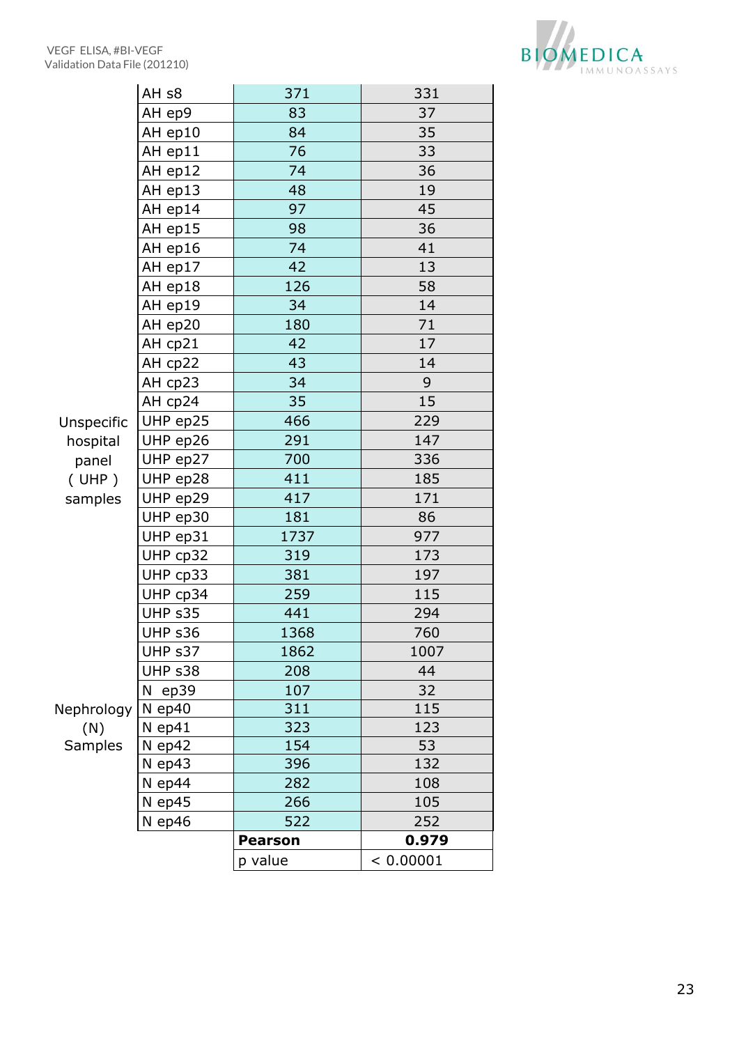| | | | |
|---|---|---|---|
| | AH s8 | 371 | 331 |
| | AH ep9 | 83 | 37 |
| | AH ep10 | 84 | 35 |
| | AH ep11 | 76 | 33 |
| | AH ep12 | 74 | 36 |
| | AH ep13 | 48 | 19 |
| | AH ep14 | 97 | 45 |
| | AH ep15 | 98 | 36 |
| | AH ep16 | 74 | 41 |
| | AH ep17 | 42 | 13 |
| | AH ep18 | 126 | 58 |
| | AH ep19 | 34 | 14 |
| | AH ep20 | 180 | 71 |
| | AH cp21 | 42 | 17 |
| | AH cp22 | 43 | 14 |
| | AH cp23 | 34 | 9 |
| | AH cp24 | 35 | 15 |
| Unspecific hospital panel ( UHP ) samples | UHP ep25 | 466 | 229 |
| | UHP ep26 | 291 | 147 |
| | UHP ep27 | 700 | 336 |
| | UHP ep28 | 411 | 185 |
| | UHP ep29 | 417 | 171 |
| | UHP ep30 | 181 | 86 |
| | UHP ep31 | 1737 | 977 |
| | UHP cp32 | 319 | 173 |
| | UHP cp33 | 381 | 197 |
| | UHP cp34 | 259 | 115 |
| | UHP s35 | 441 | 294 |
| | UHP s36 | 1368 | 760 |
| | UHP s37 | 1862 | 1007 |
| | UHP s38 | 208 | 44 |
| Nephrology (N) Samples | N ep39 | 107 | 32 |
| | N ep40 | 311 | 115 |
| | N ep41 | 323 | 123 |
| | N ep42 | 154 | 53 |
| | N ep43 | 396 | 132 |
| | N ep44 | 282 | 108 |
| | N ep45 | 266 | 105 |
| | N ep46 | 522 | 252 |
| | | **Pearson** | **0.979** |
| | | p value | < 0.00001 |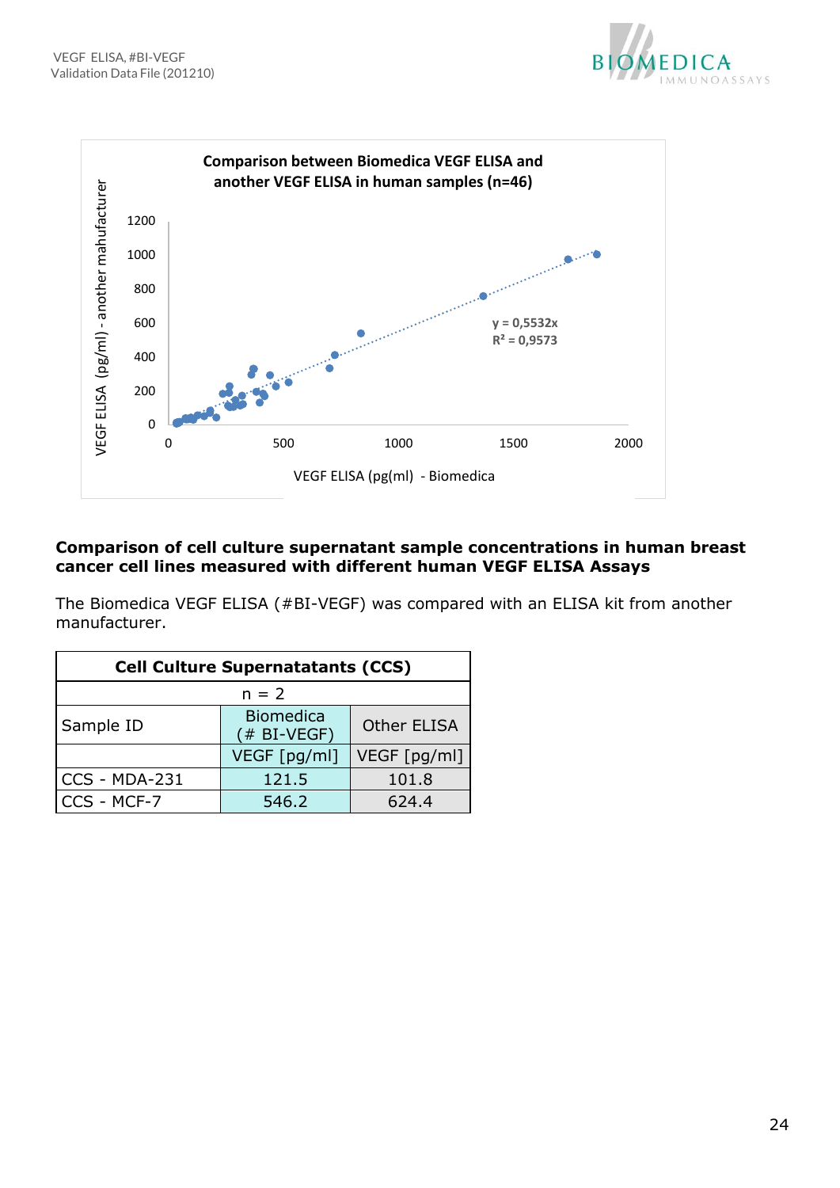**Comparison between Biomedica VEGF ELISA and another VEGF ELISA in human samples (n=46)**

$y = 0,5532x$
$R^2 = 0,9573$

VEGF ELISA (pg/ml) - another mahufacturer

VEGF ELISA (pg(ml) - Biomedica

## Comparison of cell culture supernatant sample concentrations in human breast cancer cell lines measured with different human VEGF ELISA Assays

The Biomedica VEGF ELISA (#BI-VEGF) was compared with an ELISA kit from another manufacturer.

| Cell Culture Supernatatants (CCS) | | |
|---|---|---|
| n = 2 | | |
| Sample ID | Biomedica (# BI-VEGF) | Other ELISA |
| | VEGF [pg/ml] | VEGF [pg/ml] |
| CCS - MDA-231 | 121.5 | 101.8 |
| CCS - MCF-7 | 546.2 | 624.4 |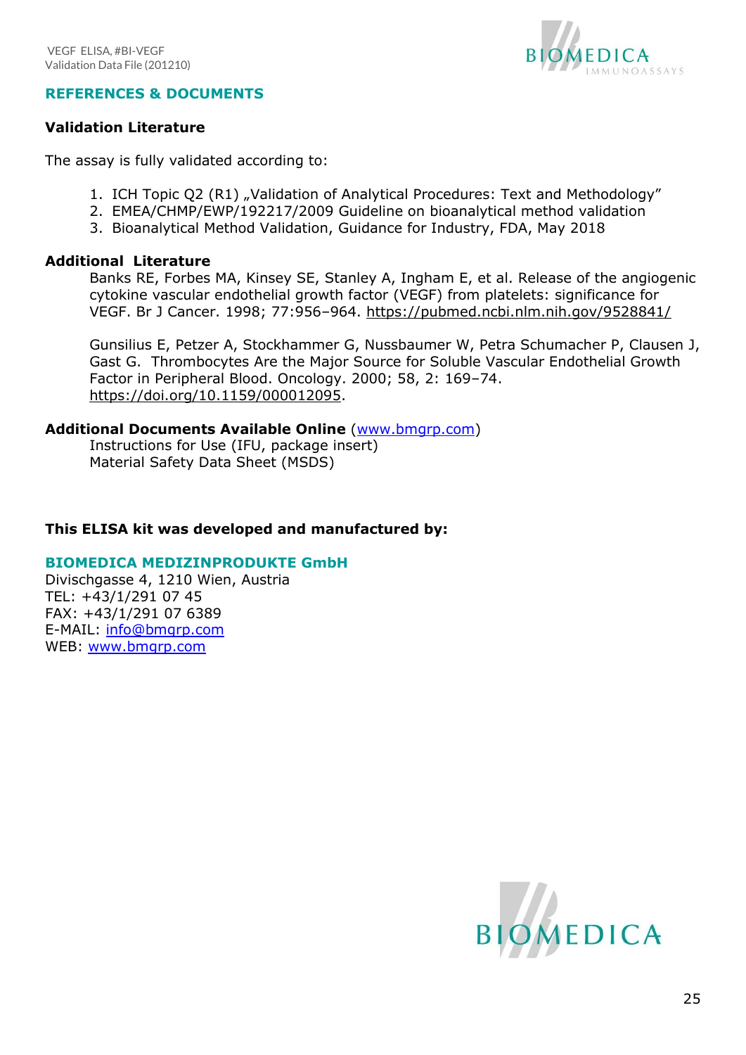## REFERENCES & DOCUMENTS

### Validation Literature

The assay is fully validated according to:

1. ICH Topic Q2 (R1) „Validation of Analytical Procedures: Text and Methodology"
2. EMEA/CHMP/EWP/192217/2009 Guideline on bioanalytical method validation
3. Bioanalytical Method Validation, Guidance for Industry, FDA, May 2018

### Additional Literature

Banks RE, Forbes MA, Kinsey SE, Stanley A, Ingham E, et al. Release of the angiogenic cytokine vascular endothelial growth factor (VEGF) from platelets: significance for VEGF. Br J Cancer. 1998; 77:956–964. https://pubmed.ncbi.nlm.nih.gov/9528841/

Gunsilius E, Petzer A, Stockhammer G, Nussbaumer W, Petra Schumacher P, Clausen J, Gast G. Thrombocytes Are the Major Source for Soluble Vascular Endothelial Growth Factor in Peripheral Blood. Oncology. 2000; 58, 2: 169–74. https://doi.org/10.1159/000012095.

### Additional Documents Available Online (www.bmgrp.com)

Instructions for Use (IFU, package insert)
Material Safety Data Sheet (MSDS)

**This ELISA kit was developed and manufactured by:**

**BIOMEDICA MEDIZINPRODUKTE GmbH**
Divischgasse 4, 1210 Wien, Austria
TEL: +43/1/291 07 45
FAX: +43/1/291 07 6389
E-MAIL: info@bmgrp.com
WEB: www.bmgrp.com